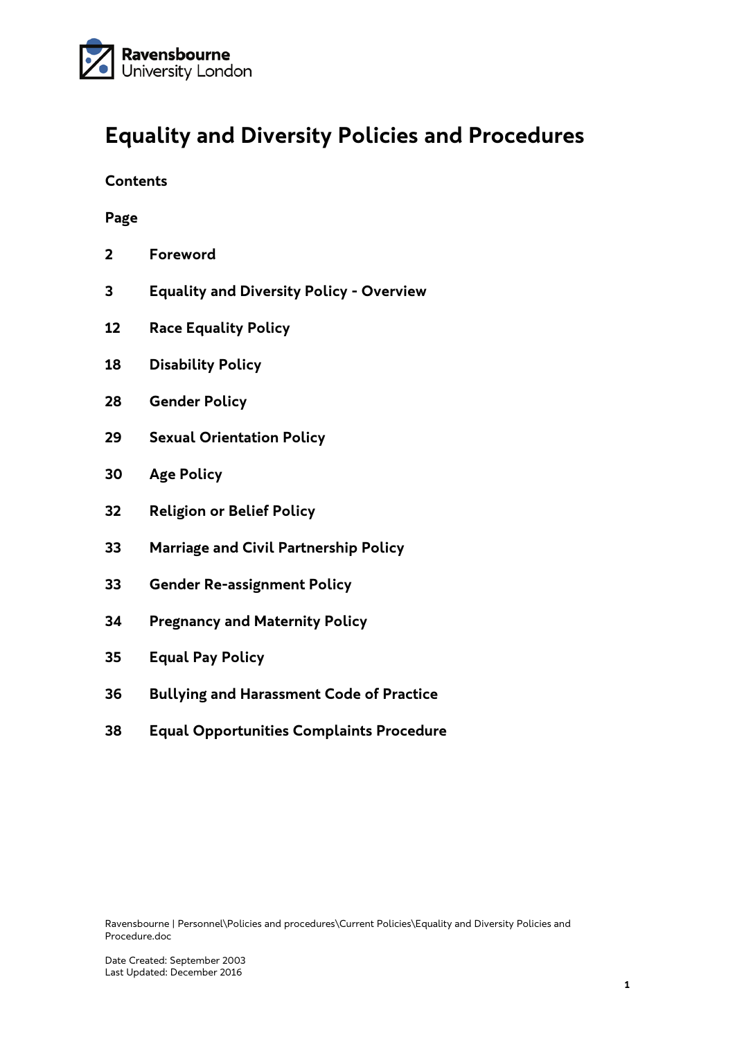# Equality and Diversity Policies and Procedures

**Contents**

**Page**

| Page | Section |
|---|---|
| **2** | **Foreword** |
| **3** | **Equality and Diversity Policy - Overview** |
| **12** | **Race Equality Policy** |
| **18** | **Disability Policy** |
| **28** | **Gender Policy** |
| **29** | **Sexual Orientation Policy** |
| **30** | **Age Policy** |
| **32** | **Religion or Belief Policy** |
| **33** | **Marriage and Civil Partnership Policy** |
| **33** | **Gender Re-assignment Policy** |
| **34** | **Pregnancy and Maternity Policy** |
| **35** | **Equal Pay Policy** |
| **36** | **Bullying and Harassment Code of Practice** |
| **38** | **Equal Opportunities Complaints Procedure** |

Ravensbourne | Personnel\Policies and procedures\Current Policies\Equality and Diversity Policies and Procedure.doc

Date Created: September 2003
Last Updated: December 2016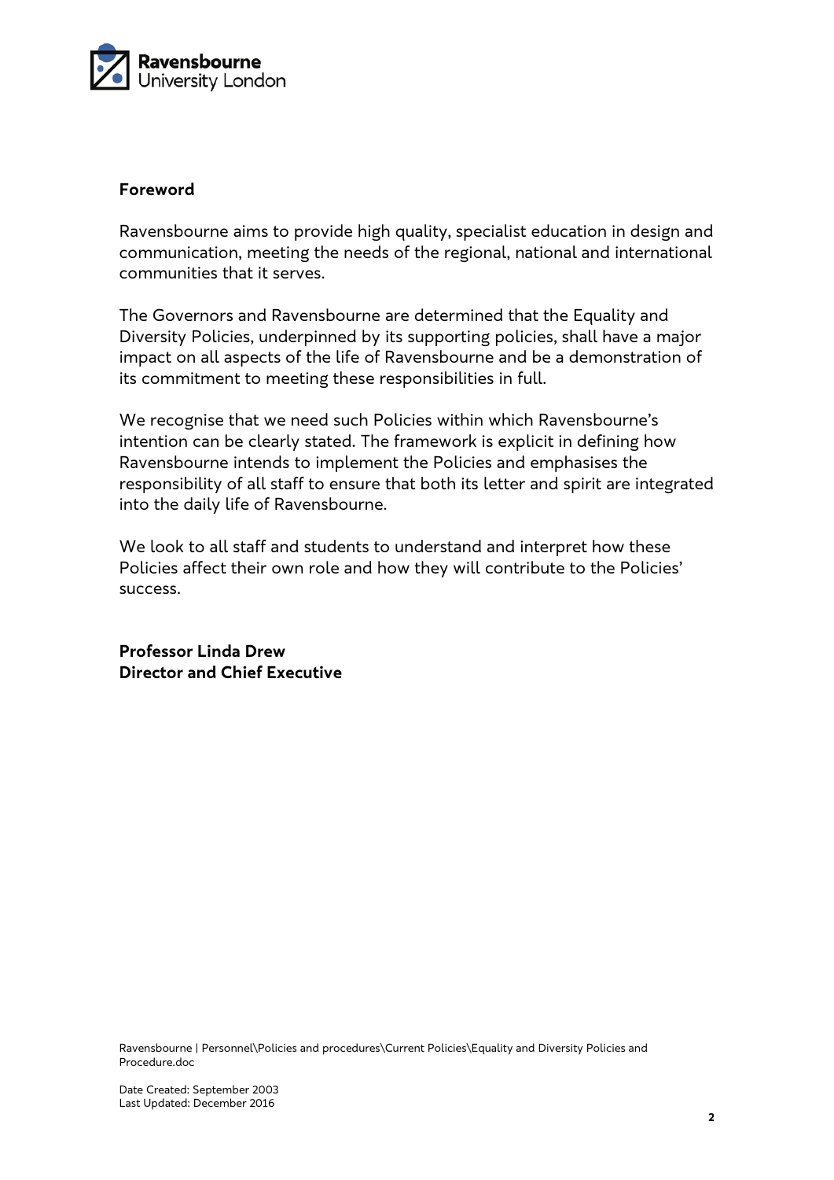## Foreword

Ravensbourne aims to provide high quality, specialist education in design and communication, meeting the needs of the regional, national and international communities that it serves.

The Governors and Ravensbourne are determined that the Equality and Diversity Policies, underpinned by its supporting policies, shall have a major impact on all aspects of the life of Ravensbourne and be a demonstration of its commitment to meeting these responsibilities in full.

We recognise that we need such Policies within which Ravensbourne's intention can be clearly stated. The framework is explicit in defining how Ravensbourne intends to implement the Policies and emphasises the responsibility of all staff to ensure that both its letter and spirit are integrated into the daily life of Ravensbourne.

We look to all staff and students to understand and interpret how these Policies affect their own role and how they will contribute to the Policies' success.

**Professor Linda Drew**
**Director and Chief Executive**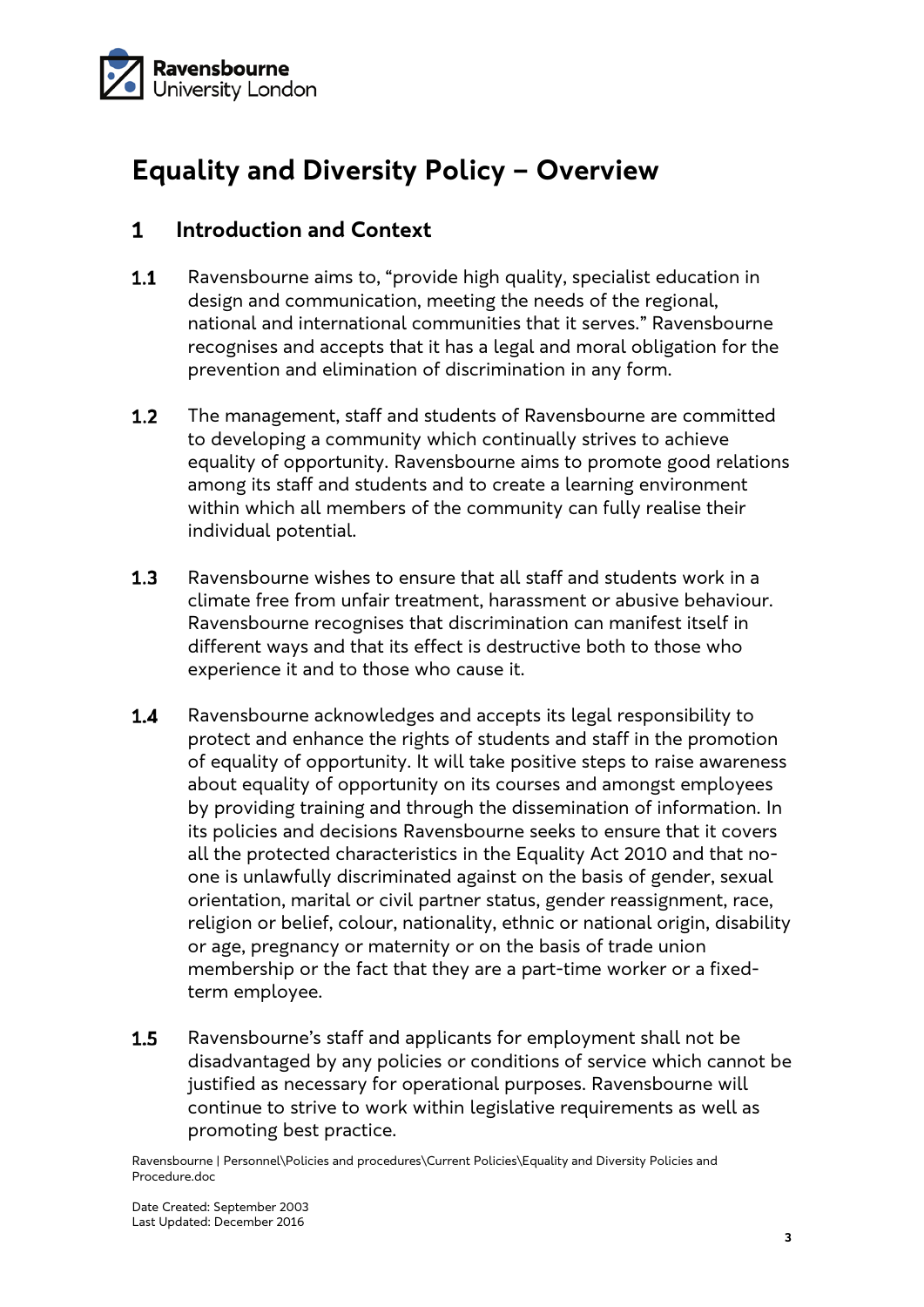# Equality and Diversity Policy – Overview

## 1 Introduction and Context

**1.1** Ravensbourne aims to, "provide high quality, specialist education in design and communication, meeting the needs of the regional, national and international communities that it serves." Ravensbourne recognises and accepts that it has a legal and moral obligation for the prevention and elimination of discrimination in any form.

**1.2** The management, staff and students of Ravensbourne are committed to developing a community which continually strives to achieve equality of opportunity. Ravensbourne aims to promote good relations among its staff and students and to create a learning environment within which all members of the community can fully realise their individual potential.

**1.3** Ravensbourne wishes to ensure that all staff and students work in a climate free from unfair treatment, harassment or abusive behaviour. Ravensbourne recognises that discrimination can manifest itself in different ways and that its effect is destructive both to those who experience it and to those who cause it.

**1.4** Ravensbourne acknowledges and accepts its legal responsibility to protect and enhance the rights of students and staff in the promotion of equality of opportunity. It will take positive steps to raise awareness about equality of opportunity on its courses and amongst employees by providing training and through the dissemination of information. In its policies and decisions Ravensbourne seeks to ensure that it covers all the protected characteristics in the Equality Act 2010 and that no-one is unlawfully discriminated against on the basis of gender, sexual orientation, marital or civil partner status, gender reassignment, race, religion or belief, colour, nationality, ethnic or national origin, disability or age, pregnancy or maternity or on the basis of trade union membership or the fact that they are a part-time worker or a fixed-term employee.

**1.5** Ravensbourne's staff and applicants for employment shall not be disadvantaged by any policies or conditions of service which cannot be justified as necessary for operational purposes. Ravensbourne will continue to strive to work within legislative requirements as well as promoting best practice.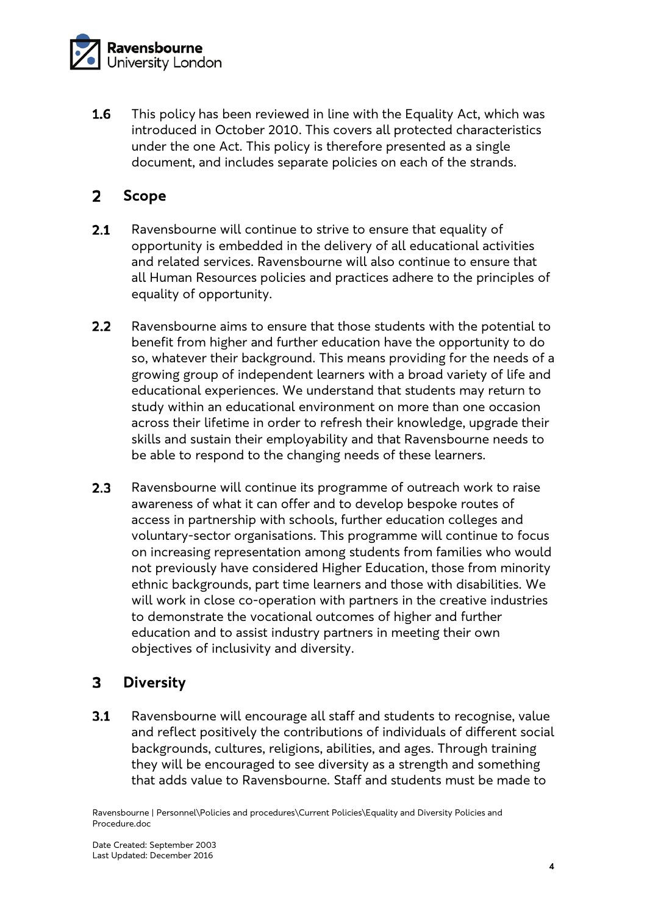**1.6** This policy has been reviewed in line with the Equality Act, which was introduced in October 2010. This covers all protected characteristics under the one Act. This policy is therefore presented as a single document, and includes separate policies on each of the strands.

## 2 Scope

**2.1** Ravensbourne will continue to strive to ensure that equality of opportunity is embedded in the delivery of all educational activities and related services. Ravensbourne will also continue to ensure that all Human Resources policies and practices adhere to the principles of equality of opportunity.

**2.2** Ravensbourne aims to ensure that those students with the potential to benefit from higher and further education have the opportunity to do so, whatever their background. This means providing for the needs of a growing group of independent learners with a broad variety of life and educational experiences. We understand that students may return to study within an educational environment on more than one occasion across their lifetime in order to refresh their knowledge, upgrade their skills and sustain their employability and that Ravensbourne needs to be able to respond to the changing needs of these learners.

**2.3** Ravensbourne will continue its programme of outreach work to raise awareness of what it can offer and to develop bespoke routes of access in partnership with schools, further education colleges and voluntary-sector organisations. This programme will continue to focus on increasing representation among students from families who would not previously have considered Higher Education, those from minority ethnic backgrounds, part time learners and those with disabilities. We will work in close co-operation with partners in the creative industries to demonstrate the vocational outcomes of higher and further education and to assist industry partners in meeting their own objectives of inclusivity and diversity.

## 3 Diversity

**3.1** Ravensbourne will encourage all staff and students to recognise, value and reflect positively the contributions of individuals of different social backgrounds, cultures, religions, abilities, and ages. Through training they will be encouraged to see diversity as a strength and something that adds value to Ravensbourne. Staff and students must be made to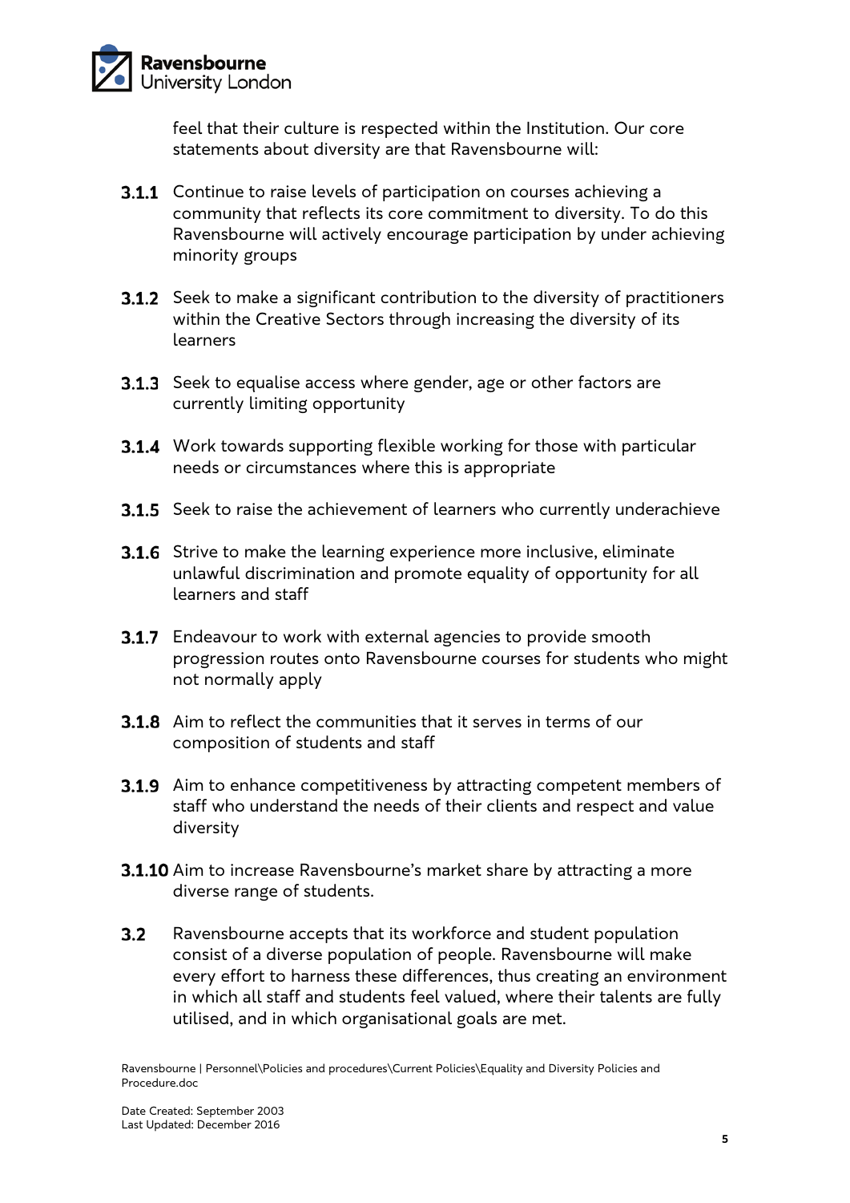feel that their culture is respected within the Institution. Our core statements about diversity are that Ravensbourne will:

**3.1.1** Continue to raise levels of participation on courses achieving a community that reflects its core commitment to diversity. To do this Ravensbourne will actively encourage participation by under achieving minority groups

**3.1.2** Seek to make a significant contribution to the diversity of practitioners within the Creative Sectors through increasing the diversity of its learners

**3.1.3** Seek to equalise access where gender, age or other factors are currently limiting opportunity

**3.1.4** Work towards supporting flexible working for those with particular needs or circumstances where this is appropriate

**3.1.5** Seek to raise the achievement of learners who currently underachieve

**3.1.6** Strive to make the learning experience more inclusive, eliminate unlawful discrimination and promote equality of opportunity for all learners and staff

**3.1.7** Endeavour to work with external agencies to provide smooth progression routes onto Ravensbourne courses for students who might not normally apply

**3.1.8** Aim to reflect the communities that it serves in terms of our composition of students and staff

**3.1.9** Aim to enhance competitiveness by attracting competent members of staff who understand the needs of their clients and respect and value diversity

**3.1.10** Aim to increase Ravensbourne's market share by attracting a more diverse range of students.

**3.2** Ravensbourne accepts that its workforce and student population consist of a diverse population of people. Ravensbourne will make every effort to harness these differences, thus creating an environment in which all staff and students feel valued, where their talents are fully utilised, and in which organisational goals are met.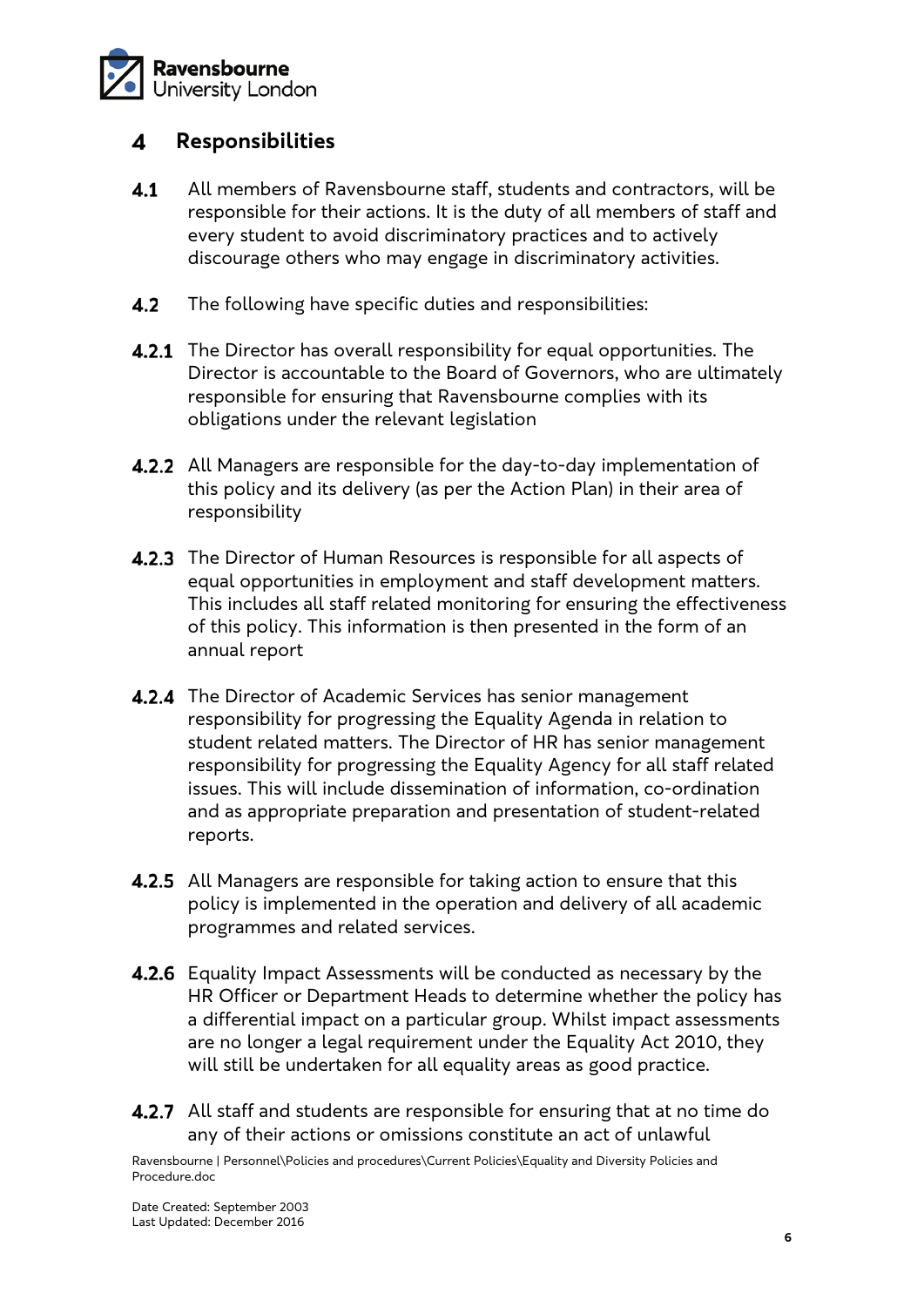## 4 Responsibilities

**4.1** All members of Ravensbourne staff, students and contractors, will be responsible for their actions. It is the duty of all members of staff and every student to avoid discriminatory practices and to actively discourage others who may engage in discriminatory activities.

**4.2** The following have specific duties and responsibilities:

**4.2.1** The Director has overall responsibility for equal opportunities. The Director is accountable to the Board of Governors, who are ultimately responsible for ensuring that Ravensbourne complies with its obligations under the relevant legislation

**4.2.2** All Managers are responsible for the day-to-day implementation of this policy and its delivery (as per the Action Plan) in their area of responsibility

**4.2.3** The Director of Human Resources is responsible for all aspects of equal opportunities in employment and staff development matters. This includes all staff related monitoring for ensuring the effectiveness of this policy. This information is then presented in the form of an annual report

**4.2.4** The Director of Academic Services has senior management responsibility for progressing the Equality Agenda in relation to student related matters. The Director of HR has senior management responsibility for progressing the Equality Agency for all staff related issues. This will include dissemination of information, co-ordination and as appropriate preparation and presentation of student-related reports.

**4.2.5** All Managers are responsible for taking action to ensure that this policy is implemented in the operation and delivery of all academic programmes and related services.

**4.2.6** Equality Impact Assessments will be conducted as necessary by the HR Officer or Department Heads to determine whether the policy has a differential impact on a particular group. Whilst impact assessments are no longer a legal requirement under the Equality Act 2010, they will still be undertaken for all equality areas as good practice.

**4.2.7** All staff and students are responsible for ensuring that at no time do any of their actions or omissions constitute an act of unlawful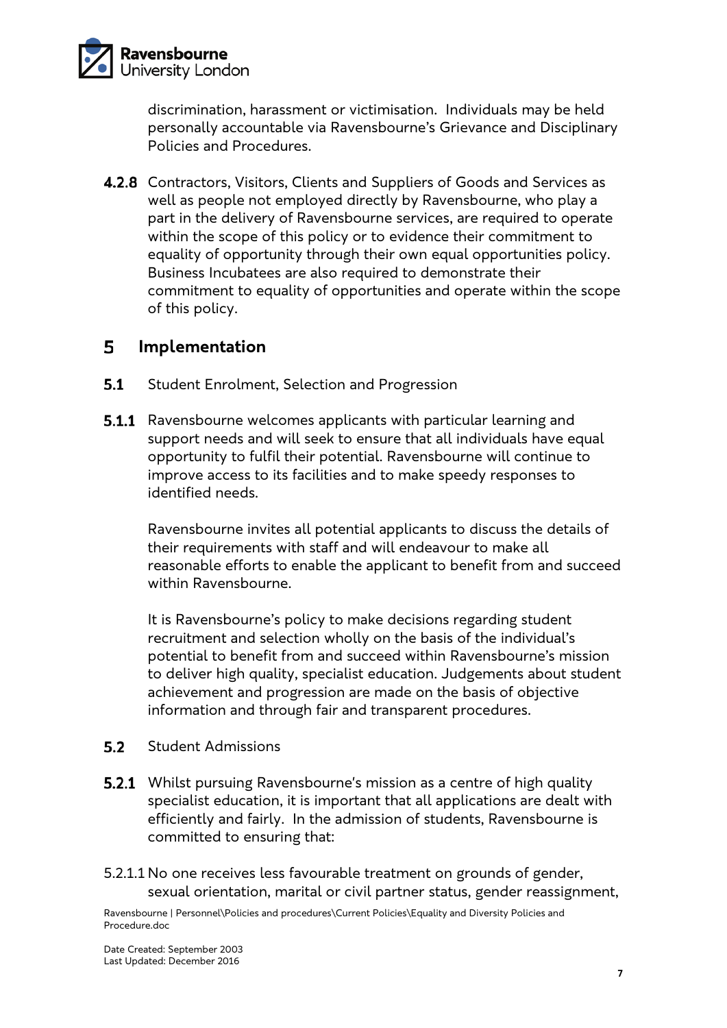discrimination, harassment or victimisation. Individuals may be held personally accountable via Ravensbourne's Grievance and Disciplinary Policies and Procedures.

**4.2.8** Contractors, Visitors, Clients and Suppliers of Goods and Services as well as people not employed directly by Ravensbourne, who play a part in the delivery of Ravensbourne services, are required to operate within the scope of this policy or to evidence their commitment to equality of opportunity through their own equal opportunities policy. Business Incubatees are also required to demonstrate their commitment to equality of opportunities and operate within the scope of this policy.

# 5 Implementation

**5.1** Student Enrolment, Selection and Progression

**5.1.1** Ravensbourne welcomes applicants with particular learning and support needs and will seek to ensure that all individuals have equal opportunity to fulfil their potential. Ravensbourne will continue to improve access to its facilities and to make speedy responses to identified needs.

Ravensbourne invites all potential applicants to discuss the details of their requirements with staff and will endeavour to make all reasonable efforts to enable the applicant to benefit from and succeed within Ravensbourne.

It is Ravensbourne's policy to make decisions regarding student recruitment and selection wholly on the basis of the individual's potential to benefit from and succeed within Ravensbourne's mission to deliver high quality, specialist education. Judgements about student achievement and progression are made on the basis of objective information and through fair and transparent procedures.

**5.2** Student Admissions

**5.2.1** Whilst pursuing Ravensbourne's mission as a centre of high quality specialist education, it is important that all applications are dealt with efficiently and fairly. In the admission of students, Ravensbourne is committed to ensuring that:

5.2.1.1 No one receives less favourable treatment on grounds of gender, sexual orientation, marital or civil partner status, gender reassignment,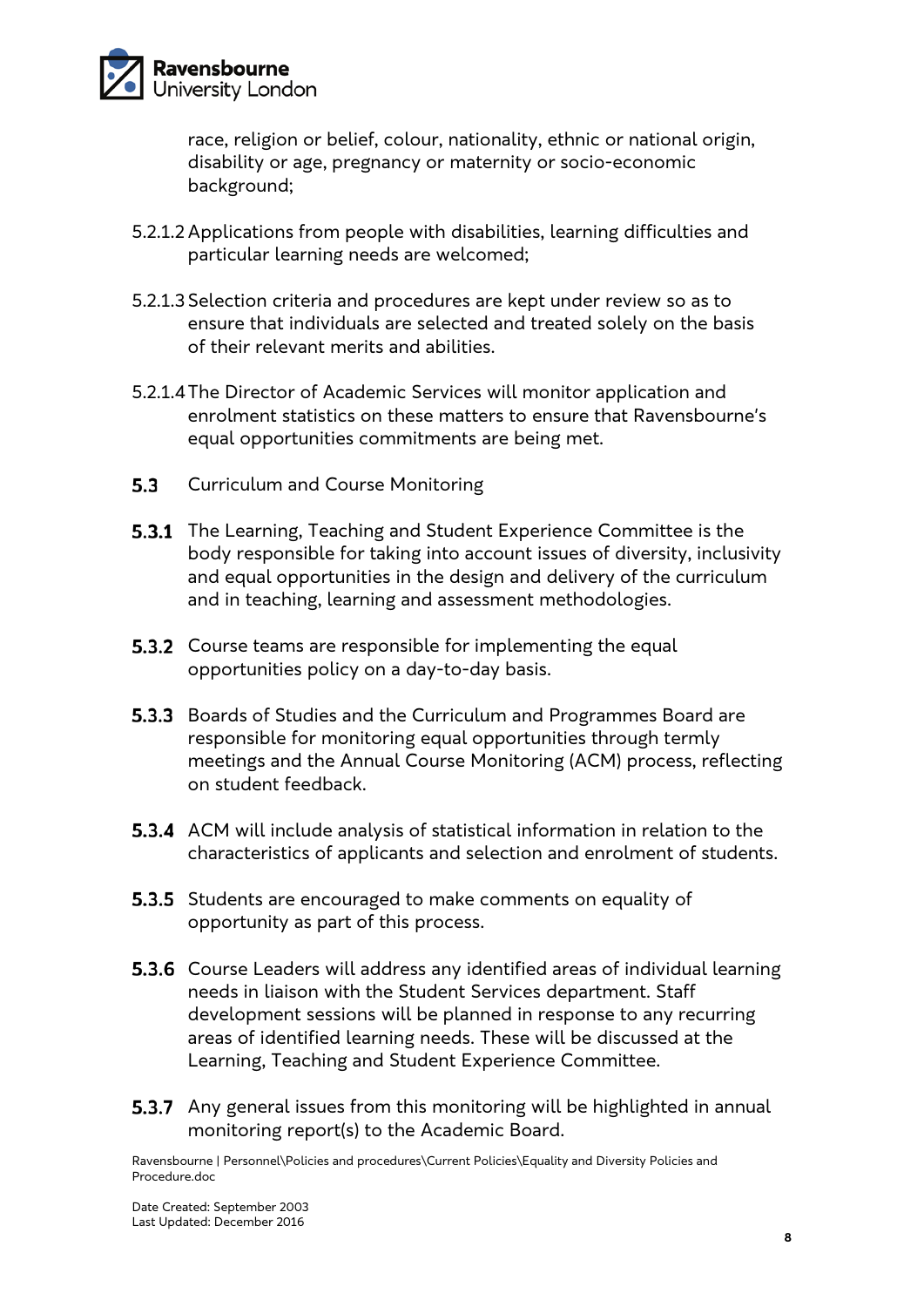race, religion or belief, colour, nationality, ethnic or national origin, disability or age, pregnancy or maternity or socio-economic background;

5.2.1.2 Applications from people with disabilities, learning difficulties and particular learning needs are welcomed;

5.2.1.3 Selection criteria and procedures are kept under review so as to ensure that individuals are selected and treated solely on the basis of their relevant merits and abilities.

5.2.1.4 The Director of Academic Services will monitor application and enrolment statistics on these matters to ensure that Ravensbourne's equal opportunities commitments are being met.

**5.3** Curriculum and Course Monitoring

**5.3.1** The Learning, Teaching and Student Experience Committee is the body responsible for taking into account issues of diversity, inclusivity and equal opportunities in the design and delivery of the curriculum and in teaching, learning and assessment methodologies.

**5.3.2** Course teams are responsible for implementing the equal opportunities policy on a day-to-day basis.

**5.3.3** Boards of Studies and the Curriculum and Programmes Board are responsible for monitoring equal opportunities through termly meetings and the Annual Course Monitoring (ACM) process, reflecting on student feedback.

**5.3.4** ACM will include analysis of statistical information in relation to the characteristics of applicants and selection and enrolment of students.

**5.3.5** Students are encouraged to make comments on equality of opportunity as part of this process.

**5.3.6** Course Leaders will address any identified areas of individual learning needs in liaison with the Student Services department. Staff development sessions will be planned in response to any recurring areas of identified learning needs. These will be discussed at the Learning, Teaching and Student Experience Committee.

**5.3.7** Any general issues from this monitoring will be highlighted in annual monitoring report(s) to the Academic Board.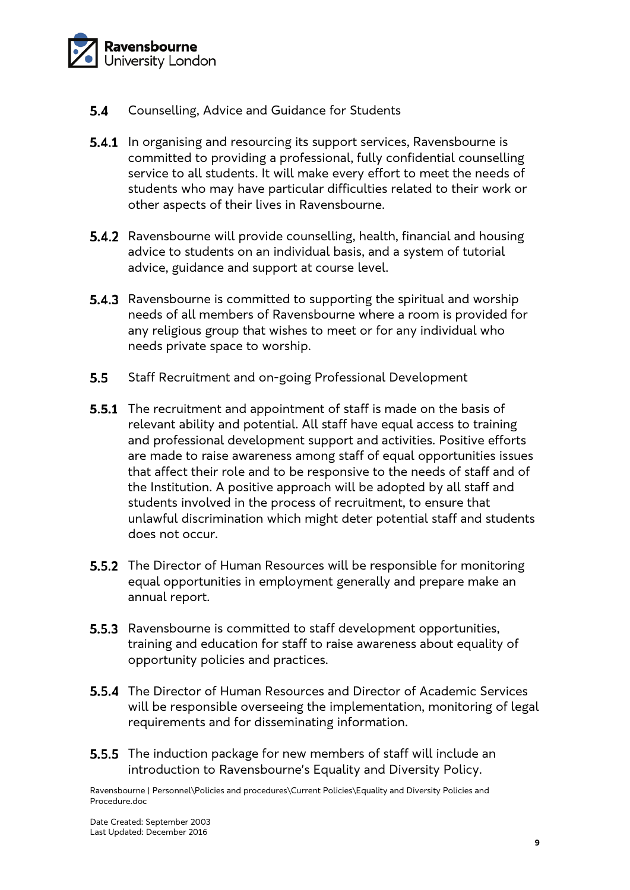**5.4** Counselling, Advice and Guidance for Students

**5.4.1** In organising and resourcing its support services, Ravensbourne is committed to providing a professional, fully confidential counselling service to all students. It will make every effort to meet the needs of students who may have particular difficulties related to their work or other aspects of their lives in Ravensbourne.

**5.4.2** Ravensbourne will provide counselling, health, financial and housing advice to students on an individual basis, and a system of tutorial advice, guidance and support at course level.

**5.4.3** Ravensbourne is committed to supporting the spiritual and worship needs of all members of Ravensbourne where a room is provided for any religious group that wishes to meet or for any individual who needs private space to worship.

**5.5** Staff Recruitment and on-going Professional Development

**5.5.1** The recruitment and appointment of staff is made on the basis of relevant ability and potential. All staff have equal access to training and professional development support and activities. Positive efforts are made to raise awareness among staff of equal opportunities issues that affect their role and to be responsive to the needs of staff and of the Institution. A positive approach will be adopted by all staff and students involved in the process of recruitment, to ensure that unlawful discrimination which might deter potential staff and students does not occur.

**5.5.2** The Director of Human Resources will be responsible for monitoring equal opportunities in employment generally and prepare make an annual report.

**5.5.3** Ravensbourne is committed to staff development opportunities, training and education for staff to raise awareness about equality of opportunity policies and practices.

**5.5.4** The Director of Human Resources and Director of Academic Services will be responsible overseeing the implementation, monitoring of legal requirements and for disseminating information.

**5.5.5** The induction package for new members of staff will include an introduction to Ravensbourne's Equality and Diversity Policy.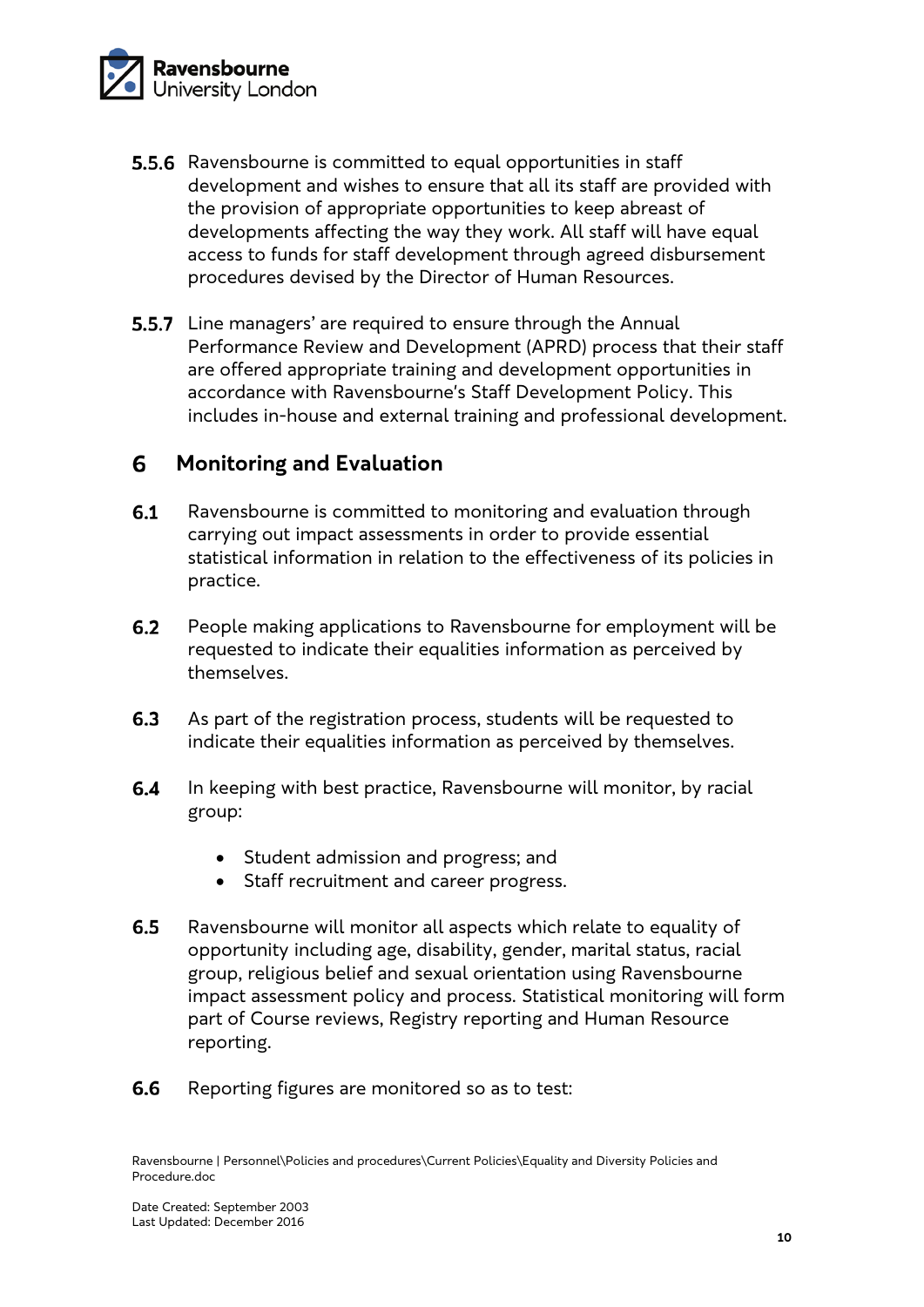**5.5.6** Ravensbourne is committed to equal opportunities in staff development and wishes to ensure that all its staff are provided with the provision of appropriate opportunities to keep abreast of developments affecting the way they work. All staff will have equal access to funds for staff development through agreed disbursement procedures devised by the Director of Human Resources.

**5.5.7** Line managers' are required to ensure through the Annual Performance Review and Development (APRD) process that their staff are offered appropriate training and development opportunities in accordance with Ravensbourne's Staff Development Policy. This includes in-house and external training and professional development.

## 6 Monitoring and Evaluation

**6.1** Ravensbourne is committed to monitoring and evaluation through carrying out impact assessments in order to provide essential statistical information in relation to the effectiveness of its policies in practice.

**6.2** People making applications to Ravensbourne for employment will be requested to indicate their equalities information as perceived by themselves.

**6.3** As part of the registration process, students will be requested to indicate their equalities information as perceived by themselves.

**6.4** In keeping with best practice, Ravensbourne will monitor, by racial group:

- Student admission and progress; and
- Staff recruitment and career progress.

**6.5** Ravensbourne will monitor all aspects which relate to equality of opportunity including age, disability, gender, marital status, racial group, religious belief and sexual orientation using Ravensbourne impact assessment policy and process. Statistical monitoring will form part of Course reviews, Registry reporting and Human Resource reporting.

**6.6** Reporting figures are monitored so as to test: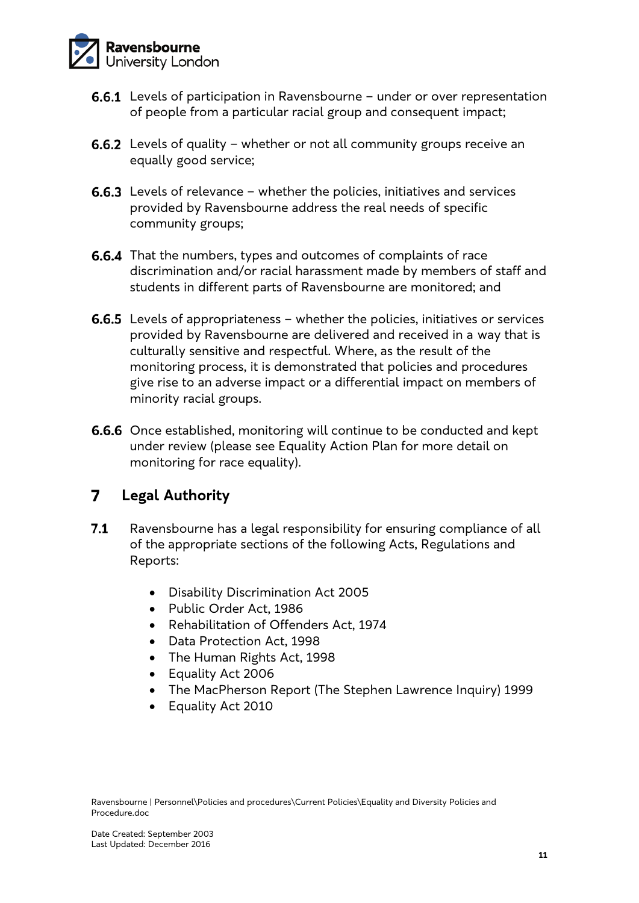**6.6.1** Levels of participation in Ravensbourne – under or over representation of people from a particular racial group and consequent impact;

**6.6.2** Levels of quality – whether or not all community groups receive an equally good service;

**6.6.3** Levels of relevance – whether the policies, initiatives and services provided by Ravensbourne address the real needs of specific community groups;

**6.6.4** That the numbers, types and outcomes of complaints of race discrimination and/or racial harassment made by members of staff and students in different parts of Ravensbourne are monitored; and

**6.6.5** Levels of appropriateness – whether the policies, initiatives or services provided by Ravensbourne are delivered and received in a way that is culturally sensitive and respectful. Where, as the result of the monitoring process, it is demonstrated that policies and procedures give rise to an adverse impact or a differential impact on members of minority racial groups.

**6.6.6** Once established, monitoring will continue to be conducted and kept under review (please see Equality Action Plan for more detail on monitoring for race equality).

## 7 Legal Authority

**7.1** Ravensbourne has a legal responsibility for ensuring compliance of all of the appropriate sections of the following Acts, Regulations and Reports:

- Disability Discrimination Act 2005
- Public Order Act, 1986
- Rehabilitation of Offenders Act, 1974
- Data Protection Act, 1998
- The Human Rights Act, 1998
- Equality Act 2006
- The MacPherson Report (The Stephen Lawrence Inquiry) 1999
- Equality Act 2010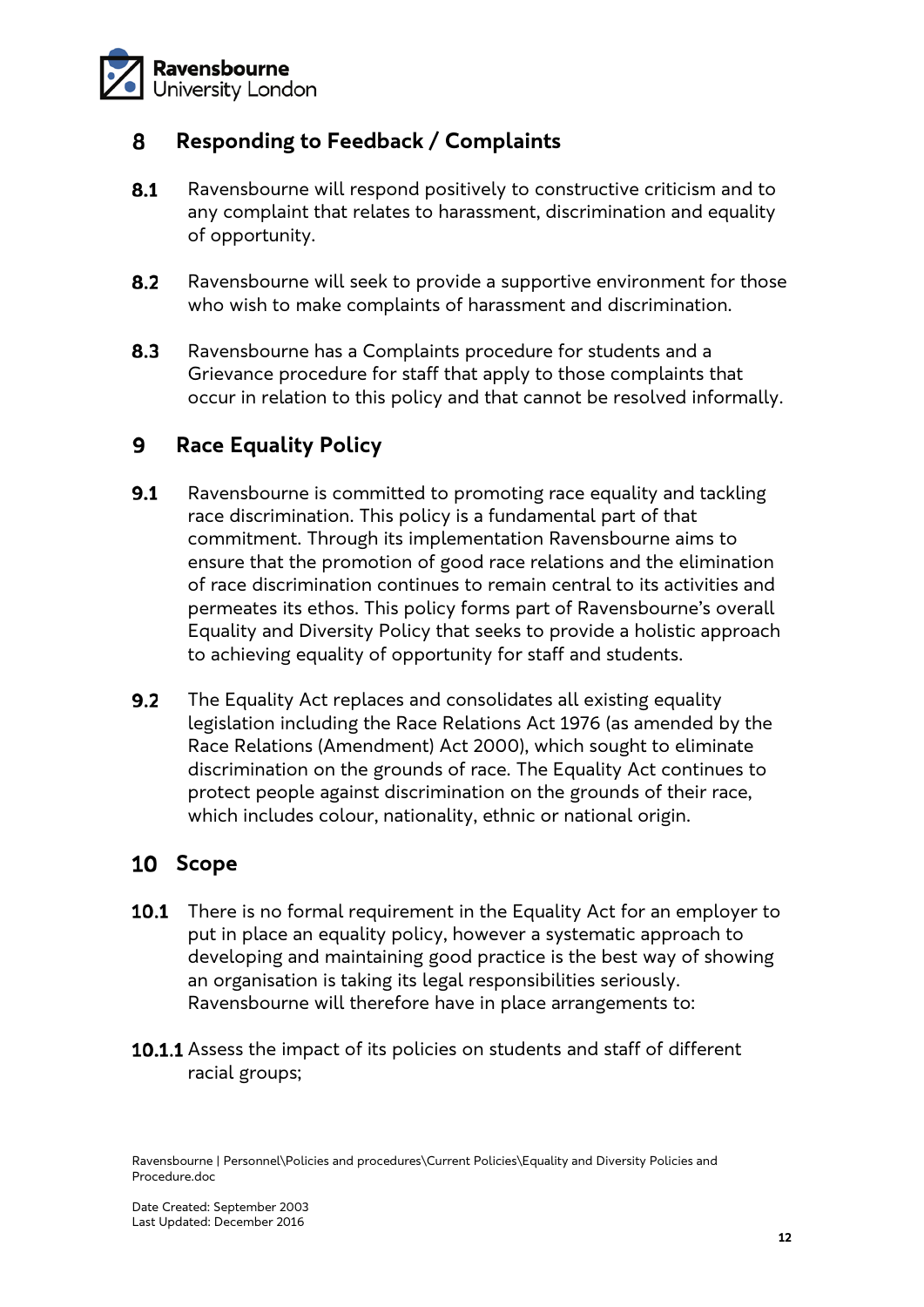## 8 Responding to Feedback / Complaints

**8.1** Ravensbourne will respond positively to constructive criticism and to any complaint that relates to harassment, discrimination and equality of opportunity.

**8.2** Ravensbourne will seek to provide a supportive environment for those who wish to make complaints of harassment and discrimination.

**8.3** Ravensbourne has a Complaints procedure for students and a Grievance procedure for staff that apply to those complaints that occur in relation to this policy and that cannot be resolved informally.

## 9 Race Equality Policy

**9.1** Ravensbourne is committed to promoting race equality and tackling race discrimination. This policy is a fundamental part of that commitment. Through its implementation Ravensbourne aims to ensure that the promotion of good race relations and the elimination of race discrimination continues to remain central to its activities and permeates its ethos. This policy forms part of Ravensbourne's overall Equality and Diversity Policy that seeks to provide a holistic approach to achieving equality of opportunity for staff and students.

**9.2** The Equality Act replaces and consolidates all existing equality legislation including the Race Relations Act 1976 (as amended by the Race Relations (Amendment) Act 2000), which sought to eliminate discrimination on the grounds of race. The Equality Act continues to protect people against discrimination on the grounds of their race, which includes colour, nationality, ethnic or national origin.

## 10 Scope

**10.1** There is no formal requirement in the Equality Act for an employer to put in place an equality policy, however a systematic approach to developing and maintaining good practice is the best way of showing an organisation is taking its legal responsibilities seriously. Ravensbourne will therefore have in place arrangements to:

**10.1.1** Assess the impact of its policies on students and staff of different racial groups;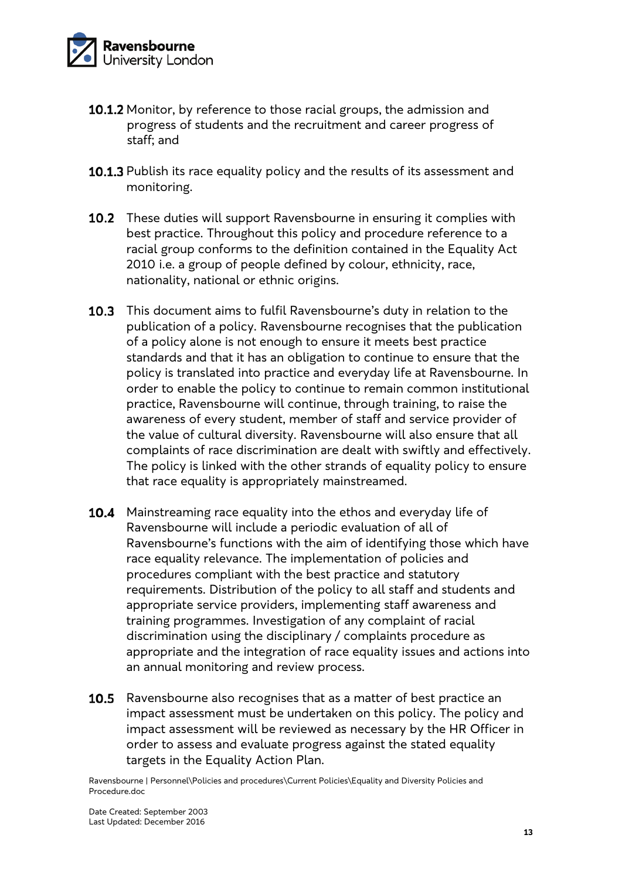**10.1.2** Monitor, by reference to those racial groups, the admission and progress of students and the recruitment and career progress of staff; and

**10.1.3** Publish its race equality policy and the results of its assessment and monitoring.

**10.2** These duties will support Ravensbourne in ensuring it complies with best practice. Throughout this policy and procedure reference to a racial group conforms to the definition contained in the Equality Act 2010 i.e. a group of people defined by colour, ethnicity, race, nationality, national or ethnic origins.

**10.3** This document aims to fulfil Ravensbourne's duty in relation to the publication of a policy. Ravensbourne recognises that the publication of a policy alone is not enough to ensure it meets best practice standards and that it has an obligation to continue to ensure that the policy is translated into practice and everyday life at Ravensbourne. In order to enable the policy to continue to remain common institutional practice, Ravensbourne will continue, through training, to raise the awareness of every student, member of staff and service provider of the value of cultural diversity. Ravensbourne will also ensure that all complaints of race discrimination are dealt with swiftly and effectively. The policy is linked with the other strands of equality policy to ensure that race equality is appropriately mainstreamed.

**10.4** Mainstreaming race equality into the ethos and everyday life of Ravensbourne will include a periodic evaluation of all of Ravensbourne's functions with the aim of identifying those which have race equality relevance. The implementation of policies and procedures compliant with the best practice and statutory requirements. Distribution of the policy to all staff and students and appropriate service providers, implementing staff awareness and training programmes. Investigation of any complaint of racial discrimination using the disciplinary / complaints procedure as appropriate and the integration of race equality issues and actions into an annual monitoring and review process.

**10.5** Ravensbourne also recognises that as a matter of best practice an impact assessment must be undertaken on this policy. The policy and impact assessment will be reviewed as necessary by the HR Officer in order to assess and evaluate progress against the stated equality targets in the Equality Action Plan.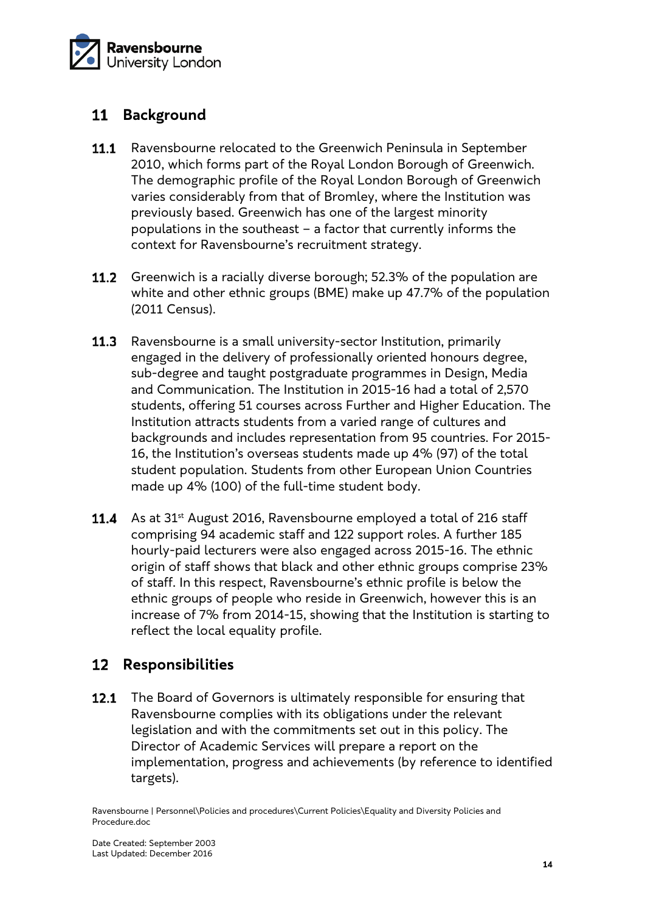## 11 Background

**11.1** Ravensbourne relocated to the Greenwich Peninsula in September 2010, which forms part of the Royal London Borough of Greenwich. The demographic profile of the Royal London Borough of Greenwich varies considerably from that of Bromley, where the Institution was previously based. Greenwich has one of the largest minority populations in the southeast – a factor that currently informs the context for Ravensbourne's recruitment strategy.

**11.2** Greenwich is a racially diverse borough; 52.3% of the population are white and other ethnic groups (BME) make up 47.7% of the population (2011 Census).

**11.3** Ravensbourne is a small university-sector Institution, primarily engaged in the delivery of professionally oriented honours degree, sub-degree and taught postgraduate programmes in Design, Media and Communication. The Institution in 2015-16 had a total of 2,570 students, offering 51 courses across Further and Higher Education. The Institution attracts students from a varied range of cultures and backgrounds and includes representation from 95 countries. For 2015-16, the Institution's overseas students made up 4% (97) of the total student population. Students from other European Union Countries made up 4% (100) of the full-time student body.

**11.4** As at 31st August 2016, Ravensbourne employed a total of 216 staff comprising 94 academic staff and 122 support roles. A further 185 hourly-paid lecturers were also engaged across 2015-16. The ethnic origin of staff shows that black and other ethnic groups comprise 23% of staff. In this respect, Ravensbourne's ethnic profile is below the ethnic groups of people who reside in Greenwich, however this is an increase of 7% from 2014-15, showing that the Institution is starting to reflect the local equality profile.

## 12 Responsibilities

**12.1** The Board of Governors is ultimately responsible for ensuring that Ravensbourne complies with its obligations under the relevant legislation and with the commitments set out in this policy. The Director of Academic Services will prepare a report on the implementation, progress and achievements (by reference to identified targets).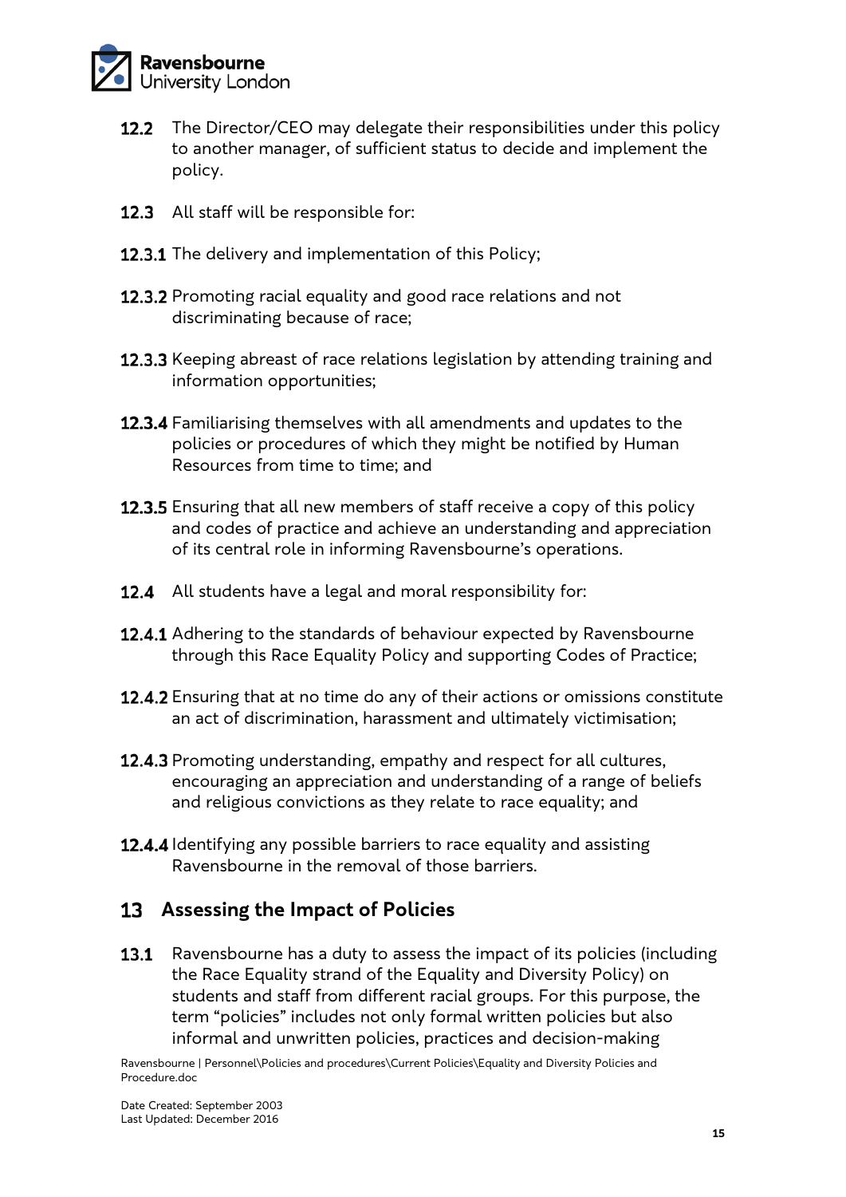**12.2** The Director/CEO may delegate their responsibilities under this policy to another manager, of sufficient status to decide and implement the policy.

**12.3** All staff will be responsible for:

**12.3.1** The delivery and implementation of this Policy;

**12.3.2** Promoting racial equality and good race relations and not discriminating because of race;

**12.3.3** Keeping abreast of race relations legislation by attending training and information opportunities;

**12.3.4** Familiarising themselves with all amendments and updates to the policies or procedures of which they might be notified by Human Resources from time to time; and

**12.3.5** Ensuring that all new members of staff receive a copy of this policy and codes of practice and achieve an understanding and appreciation of its central role in informing Ravensbourne's operations.

**12.4** All students have a legal and moral responsibility for:

**12.4.1** Adhering to the standards of behaviour expected by Ravensbourne through this Race Equality Policy and supporting Codes of Practice;

**12.4.2** Ensuring that at no time do any of their actions or omissions constitute an act of discrimination, harassment and ultimately victimisation;

**12.4.3** Promoting understanding, empathy and respect for all cultures, encouraging an appreciation and understanding of a range of beliefs and religious convictions as they relate to race equality; and

**12.4.4** Identifying any possible barriers to race equality and assisting Ravensbourne in the removal of those barriers.

## 13 Assessing the Impact of Policies

**13.1** Ravensbourne has a duty to assess the impact of its policies (including the Race Equality strand of the Equality and Diversity Policy) on students and staff from different racial groups. For this purpose, the term "policies" includes not only formal written policies but also informal and unwritten policies, practices and decision-making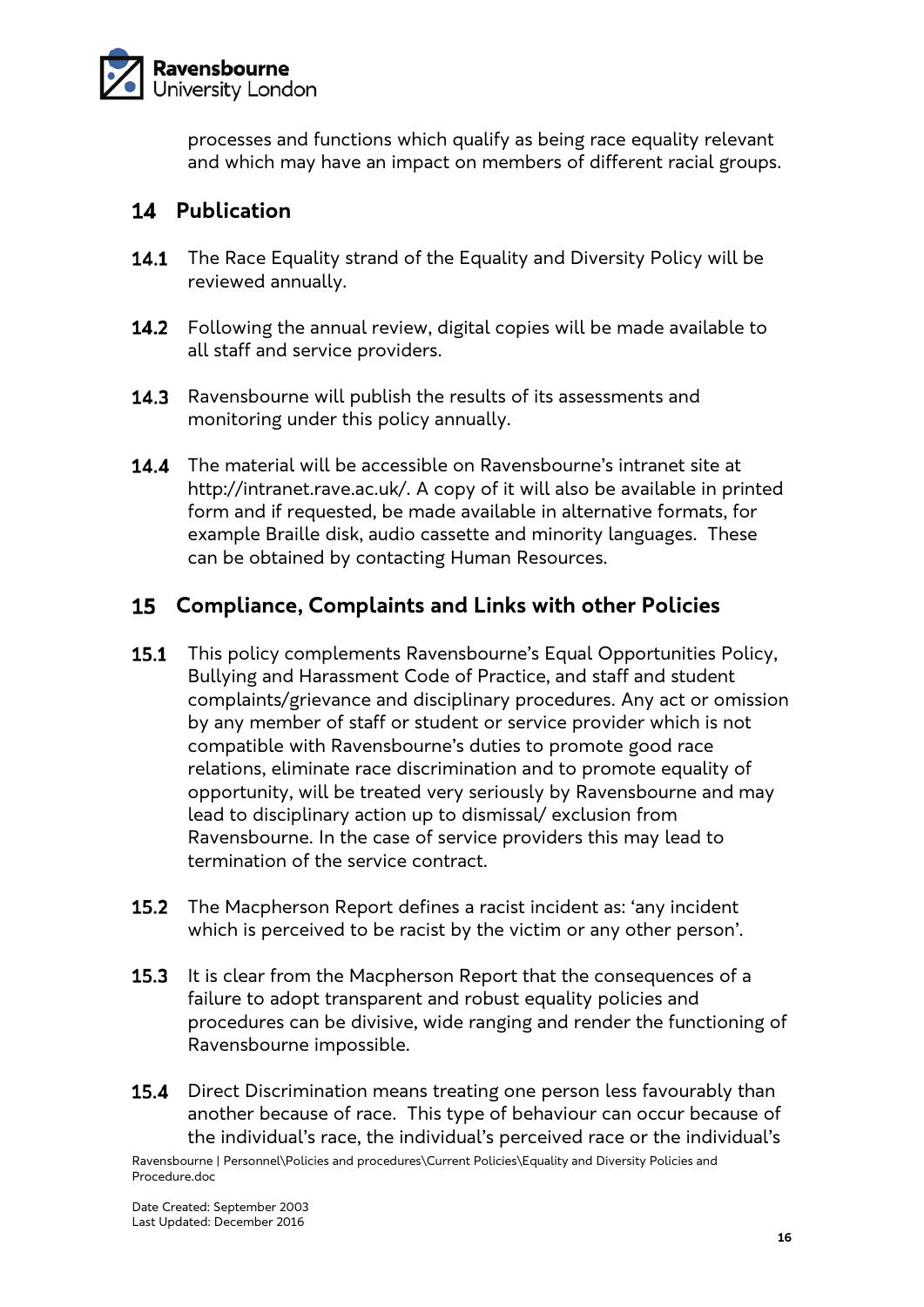processes and functions which qualify as being race equality relevant and which may have an impact on members of different racial groups.

## 14 Publication

**14.1** The Race Equality strand of the Equality and Diversity Policy will be reviewed annually.

**14.2** Following the annual review, digital copies will be made available to all staff and service providers.

**14.3** Ravensbourne will publish the results of its assessments and monitoring under this policy annually.

**14.4** The material will be accessible on Ravensbourne's intranet site at http://intranet.rave.ac.uk/. A copy of it will also be available in printed form and if requested, be made available in alternative formats, for example Braille disk, audio cassette and minority languages. These can be obtained by contacting Human Resources.

## 15 Compliance, Complaints and Links with other Policies

**15.1** This policy complements Ravensbourne's Equal Opportunities Policy, Bullying and Harassment Code of Practice, and staff and student complaints/grievance and disciplinary procedures. Any act or omission by any member of staff or student or service provider which is not compatible with Ravensbourne's duties to promote good race relations, eliminate race discrimination and to promote equality of opportunity, will be treated very seriously by Ravensbourne and may lead to disciplinary action up to dismissal/ exclusion from Ravensbourne. In the case of service providers this may lead to termination of the service contract.

**15.2** The Macpherson Report defines a racist incident as: 'any incident which is perceived to be racist by the victim or any other person'.

**15.3** It is clear from the Macpherson Report that the consequences of a failure to adopt transparent and robust equality policies and procedures can be divisive, wide ranging and render the functioning of Ravensbourne impossible.

**15.4** Direct Discrimination means treating one person less favourably than another because of race. This type of behaviour can occur because of the individual's race, the individual's perceived race or the individual's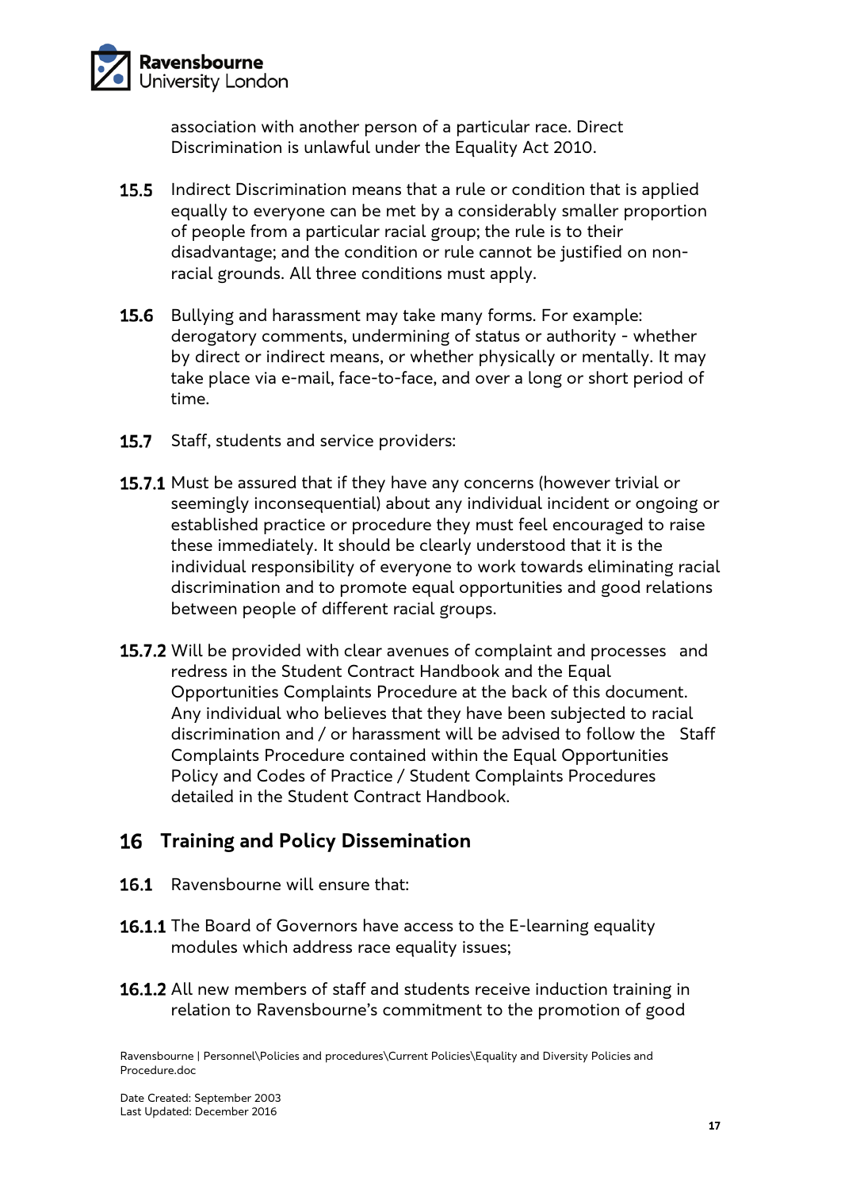association with another person of a particular race. Direct Discrimination is unlawful under the Equality Act 2010.

**15.5** Indirect Discrimination means that a rule or condition that is applied equally to everyone can be met by a considerably smaller proportion of people from a particular racial group; the rule is to their disadvantage; and the condition or rule cannot be justified on non-racial grounds. All three conditions must apply.

**15.6** Bullying and harassment may take many forms. For example: derogatory comments, undermining of status or authority - whether by direct or indirect means, or whether physically or mentally. It may take place via e-mail, face-to-face, and over a long or short period of time.

**15.7** Staff, students and service providers:

**15.7.1** Must be assured that if they have any concerns (however trivial or seemingly inconsequential) about any individual incident or ongoing or established practice or procedure they must feel encouraged to raise these immediately. It should be clearly understood that it is the individual responsibility of everyone to work towards eliminating racial discrimination and to promote equal opportunities and good relations between people of different racial groups.

**15.7.2** Will be provided with clear avenues of complaint and processes and redress in the Student Contract Handbook and the Equal Opportunities Complaints Procedure at the back of this document. Any individual who believes that they have been subjected to racial discrimination and / or harassment will be advised to follow the Staff Complaints Procedure contained within the Equal Opportunities Policy and Codes of Practice / Student Complaints Procedures detailed in the Student Contract Handbook.

## 16 Training and Policy Dissemination

**16.1** Ravensbourne will ensure that:

**16.1.1** The Board of Governors have access to the E-learning equality modules which address race equality issues;

**16.1.2** All new members of staff and students receive induction training in relation to Ravensbourne's commitment to the promotion of good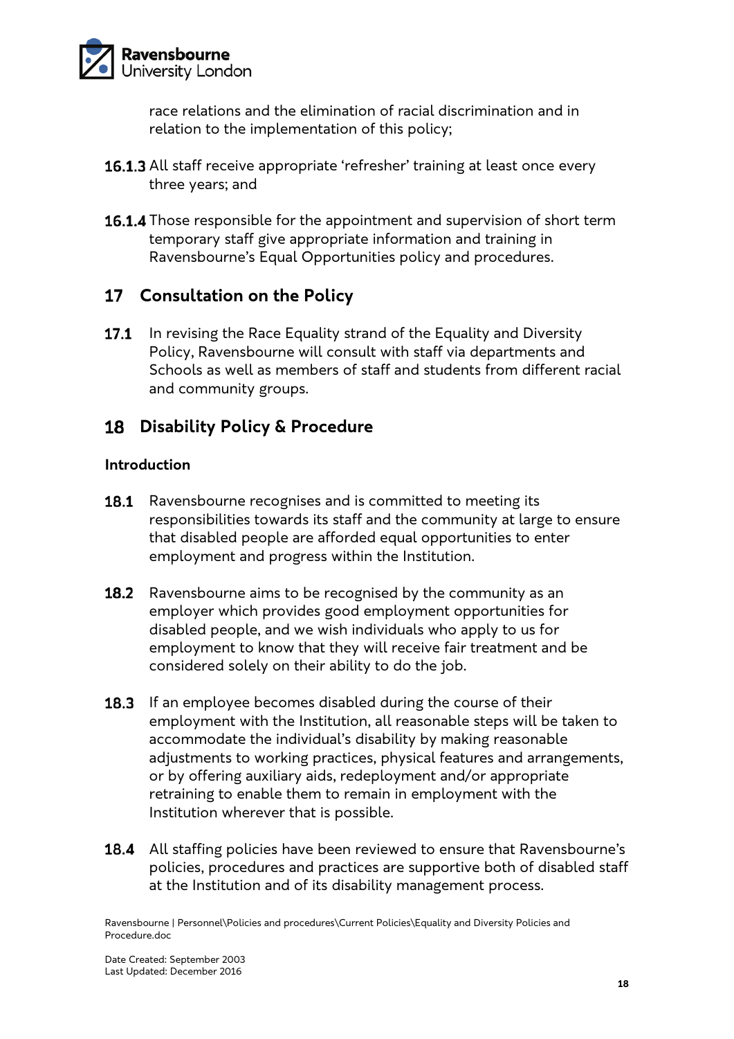race relations and the elimination of racial discrimination and in relation to the implementation of this policy;

**16.1.3** All staff receive appropriate 'refresher' training at least once every three years; and

**16.1.4** Those responsible for the appointment and supervision of short term temporary staff give appropriate information and training in Ravensbourne's Equal Opportunities policy and procedures.

## 17 Consultation on the Policy

**17.1** In revising the Race Equality strand of the Equality and Diversity Policy, Ravensbourne will consult with staff via departments and Schools as well as members of staff and students from different racial and community groups.

## 18 Disability Policy & Procedure

**Introduction**

**18.1** Ravensbourne recognises and is committed to meeting its responsibilities towards its staff and the community at large to ensure that disabled people are afforded equal opportunities to enter employment and progress within the Institution.

**18.2** Ravensbourne aims to be recognised by the community as an employer which provides good employment opportunities for disabled people, and we wish individuals who apply to us for employment to know that they will receive fair treatment and be considered solely on their ability to do the job.

**18.3** If an employee becomes disabled during the course of their employment with the Institution, all reasonable steps will be taken to accommodate the individual's disability by making reasonable adjustments to working practices, physical features and arrangements, or by offering auxiliary aids, redeployment and/or appropriate retraining to enable them to remain in employment with the Institution wherever that is possible.

**18.4** All staffing policies have been reviewed to ensure that Ravensbourne's policies, procedures and practices are supportive both of disabled staff at the Institution and of its disability management process.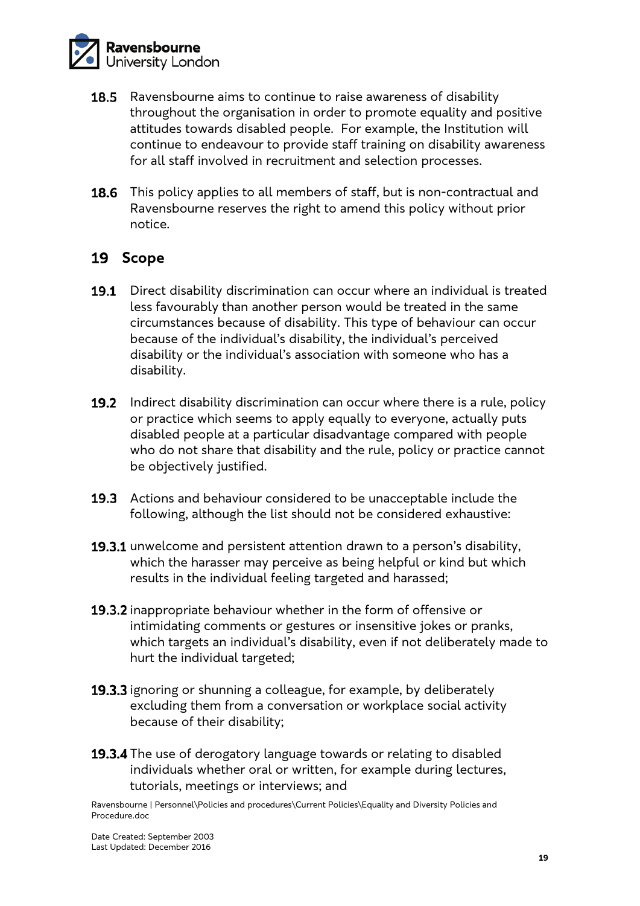**18.5** Ravensbourne aims to continue to raise awareness of disability throughout the organisation in order to promote equality and positive attitudes towards disabled people. For example, the Institution will continue to endeavour to provide staff training on disability awareness for all staff involved in recruitment and selection processes.

**18.6** This policy applies to all members of staff, but is non-contractual and Ravensbourne reserves the right to amend this policy without prior notice.

## 19 Scope

**19.1** Direct disability discrimination can occur where an individual is treated less favourably than another person would be treated in the same circumstances because of disability. This type of behaviour can occur because of the individual's disability, the individual's perceived disability or the individual's association with someone who has a disability.

**19.2** Indirect disability discrimination can occur where there is a rule, policy or practice which seems to apply equally to everyone, actually puts disabled people at a particular disadvantage compared with people who do not share that disability and the rule, policy or practice cannot be objectively justified.

**19.3** Actions and behaviour considered to be unacceptable include the following, although the list should not be considered exhaustive:

**19.3.1** unwelcome and persistent attention drawn to a person's disability, which the harasser may perceive as being helpful or kind but which results in the individual feeling targeted and harassed;

**19.3.2** inappropriate behaviour whether in the form of offensive or intimidating comments or gestures or insensitive jokes or pranks, which targets an individual's disability, even if not deliberately made to hurt the individual targeted;

**19.3.3** ignoring or shunning a colleague, for example, by deliberately excluding them from a conversation or workplace social activity because of their disability;

**19.3.4** The use of derogatory language towards or relating to disabled individuals whether oral or written, for example during lectures, tutorials, meetings or interviews; and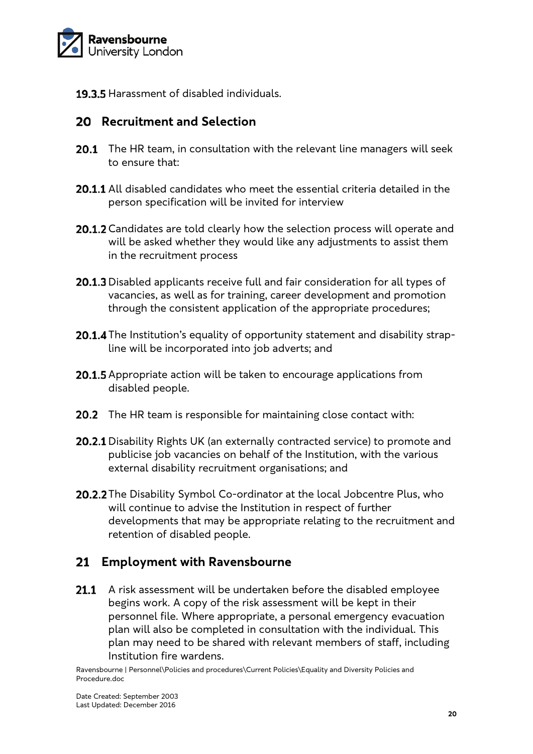19.3.5 Harassment of disabled individuals.

## 20 Recruitment and Selection

**20.1** The HR team, in consultation with the relevant line managers will seek to ensure that:

**20.1.1** All disabled candidates who meet the essential criteria detailed in the person specification will be invited for interview

**20.1.2** Candidates are told clearly how the selection process will operate and will be asked whether they would like any adjustments to assist them in the recruitment process

**20.1.3** Disabled applicants receive full and fair consideration for all types of vacancies, as well as for training, career development and promotion through the consistent application of the appropriate procedures;

**20.1.4** The Institution's equality of opportunity statement and disability strap-line will be incorporated into job adverts; and

**20.1.5** Appropriate action will be taken to encourage applications from disabled people.

**20.2** The HR team is responsible for maintaining close contact with:

**20.2.1** Disability Rights UK (an externally contracted service) to promote and publicise job vacancies on behalf of the Institution, with the various external disability recruitment organisations; and

**20.2.2** The Disability Symbol Co-ordinator at the local Jobcentre Plus, who will continue to advise the Institution in respect of further developments that may be appropriate relating to the recruitment and retention of disabled people.

## 21 Employment with Ravensbourne

**21.1** A risk assessment will be undertaken before the disabled employee begins work. A copy of the risk assessment will be kept in their personnel file. Where appropriate, a personal emergency evacuation plan will also be completed in consultation with the individual. This plan may need to be shared with relevant members of staff, including Institution fire wardens.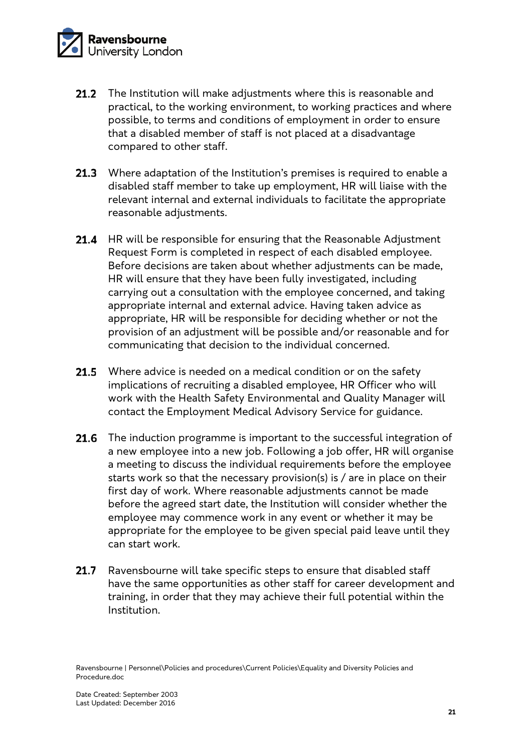**21.2** The Institution will make adjustments where this is reasonable and practical, to the working environment, to working practices and where possible, to terms and conditions of employment in order to ensure that a disabled member of staff is not placed at a disadvantage compared to other staff.

**21.3** Where adaptation of the Institution's premises is required to enable a disabled staff member to take up employment, HR will liaise with the relevant internal and external individuals to facilitate the appropriate reasonable adjustments.

**21.4** HR will be responsible for ensuring that the Reasonable Adjustment Request Form is completed in respect of each disabled employee. Before decisions are taken about whether adjustments can be made, HR will ensure that they have been fully investigated, including carrying out a consultation with the employee concerned, and taking appropriate internal and external advice. Having taken advice as appropriate, HR will be responsible for deciding whether or not the provision of an adjustment will be possible and/or reasonable and for communicating that decision to the individual concerned.

**21.5** Where advice is needed on a medical condition or on the safety implications of recruiting a disabled employee, HR Officer who will work with the Health Safety Environmental and Quality Manager will contact the Employment Medical Advisory Service for guidance.

**21.6** The induction programme is important to the successful integration of a new employee into a new job. Following a job offer, HR will organise a meeting to discuss the individual requirements before the employee starts work so that the necessary provision(s) is / are in place on their first day of work. Where reasonable adjustments cannot be made before the agreed start date, the Institution will consider whether the employee may commence work in any event or whether it may be appropriate for the employee to be given special paid leave until they can start work.

**21.7** Ravensbourne will take specific steps to ensure that disabled staff have the same opportunities as other staff for career development and training, in order that they may achieve their full potential within the Institution.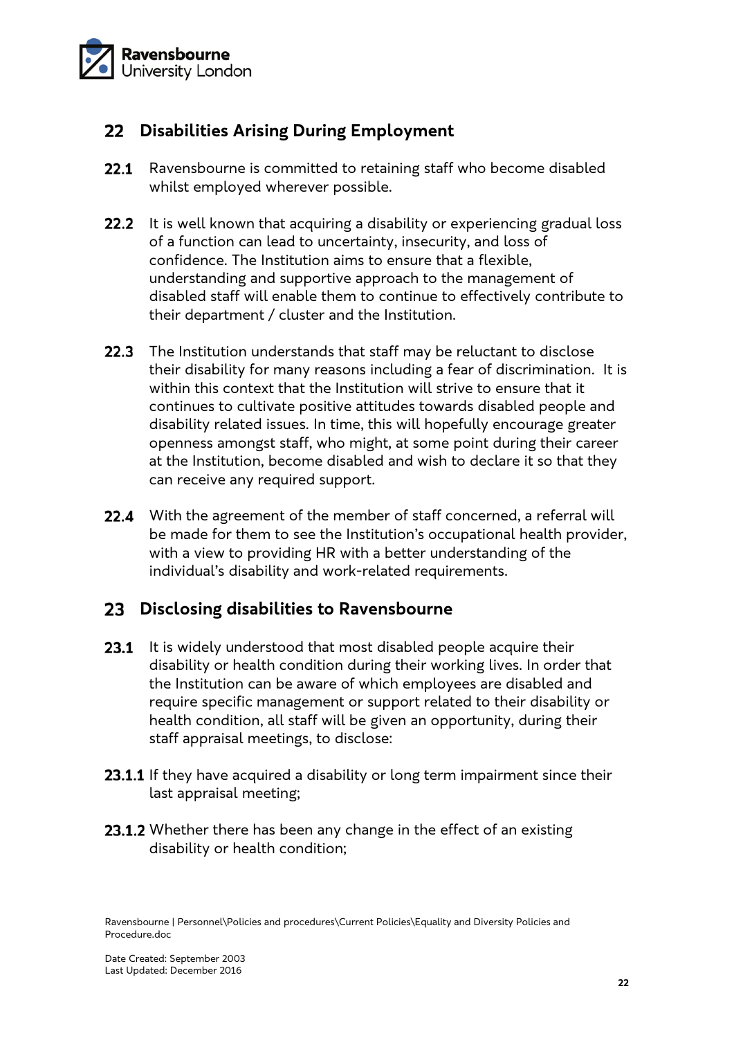## 22 Disabilities Arising During Employment

**22.1** Ravensbourne is committed to retaining staff who become disabled whilst employed wherever possible.

**22.2** It is well known that acquiring a disability or experiencing gradual loss of a function can lead to uncertainty, insecurity, and loss of confidence. The Institution aims to ensure that a flexible, understanding and supportive approach to the management of disabled staff will enable them to continue to effectively contribute to their department / cluster and the Institution.

**22.3** The Institution understands that staff may be reluctant to disclose their disability for many reasons including a fear of discrimination. It is within this context that the Institution will strive to ensure that it continues to cultivate positive attitudes towards disabled people and disability related issues. In time, this will hopefully encourage greater openness amongst staff, who might, at some point during their career at the Institution, become disabled and wish to declare it so that they can receive any required support.

**22.4** With the agreement of the member of staff concerned, a referral will be made for them to see the Institution's occupational health provider, with a view to providing HR with a better understanding of the individual's disability and work-related requirements.

## 23 Disclosing disabilities to Ravensbourne

**23.1** It is widely understood that most disabled people acquire their disability or health condition during their working lives. In order that the Institution can be aware of which employees are disabled and require specific management or support related to their disability or health condition, all staff will be given an opportunity, during their staff appraisal meetings, to disclose:

**23.1.1** If they have acquired a disability or long term impairment since their last appraisal meeting;

**23.1.2** Whether there has been any change in the effect of an existing disability or health condition;

Ravensbourne | Personnel\Policies and procedures\Current Policies\Equality and Diversity Policies and Procedure.doc

Date Created: September 2003
Last Updated: December 2016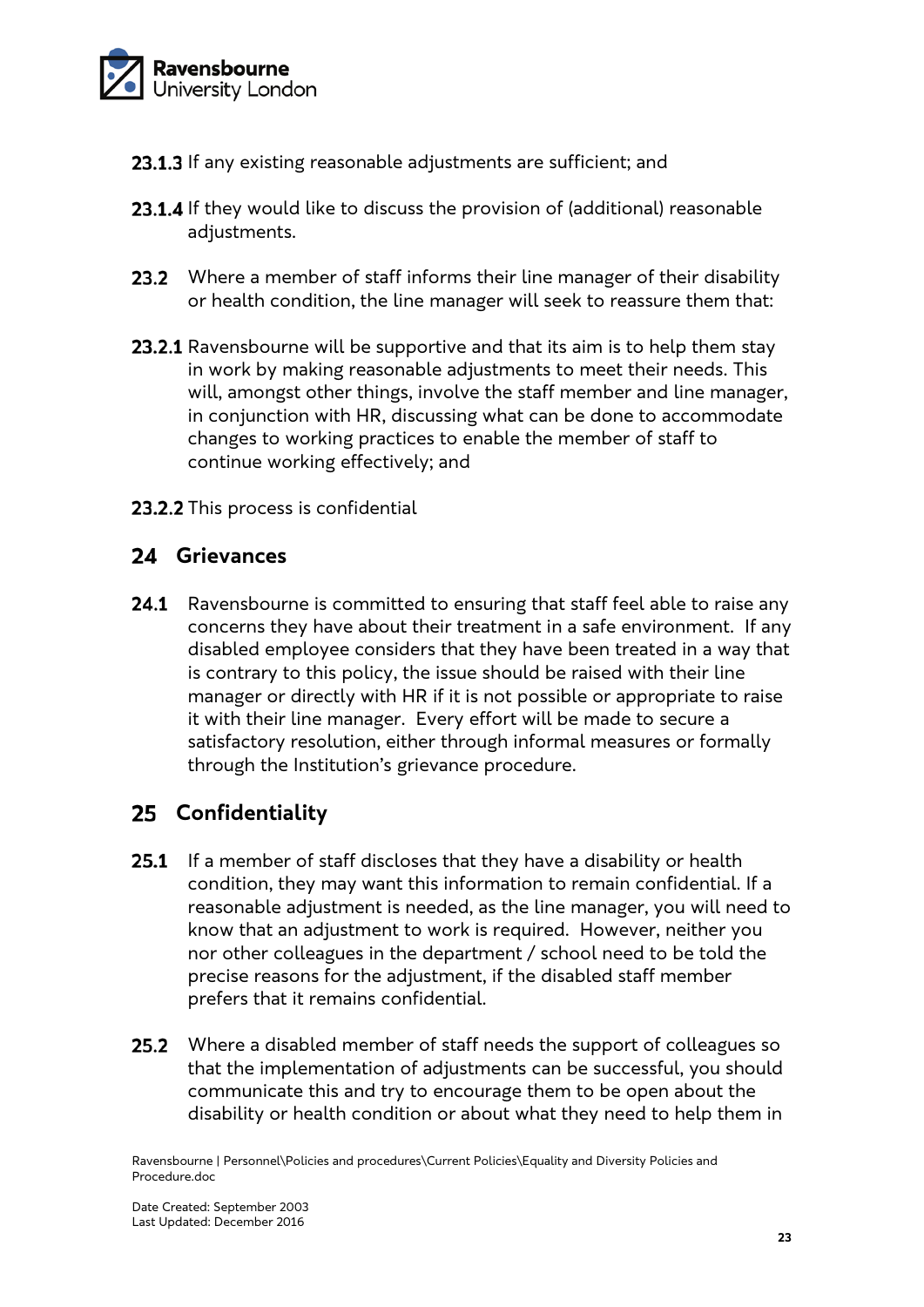**23.1.3** If any existing reasonable adjustments are sufficient; and

**23.1.4** If they would like to discuss the provision of (additional) reasonable adjustments.

**23.2** Where a member of staff informs their line manager of their disability or health condition, the line manager will seek to reassure them that:

**23.2.1** Ravensbourne will be supportive and that its aim is to help them stay in work by making reasonable adjustments to meet their needs. This will, amongst other things, involve the staff member and line manager, in conjunction with HR, discussing what can be done to accommodate changes to working practices to enable the member of staff to continue working effectively; and

**23.2.2** This process is confidential

## 24 Grievances

**24.1** Ravensbourne is committed to ensuring that staff feel able to raise any concerns they have about their treatment in a safe environment. If any disabled employee considers that they have been treated in a way that is contrary to this policy, the issue should be raised with their line manager or directly with HR if it is not possible or appropriate to raise it with their line manager. Every effort will be made to secure a satisfactory resolution, either through informal measures or formally through the Institution's grievance procedure.

## 25 Confidentiality

**25.1** If a member of staff discloses that they have a disability or health condition, they may want this information to remain confidential. If a reasonable adjustment is needed, as the line manager, you will need to know that an adjustment to work is required. However, neither you nor other colleagues in the department / school need to be told the precise reasons for the adjustment, if the disabled staff member prefers that it remains confidential.

**25.2** Where a disabled member of staff needs the support of colleagues so that the implementation of adjustments can be successful, you should communicate this and try to encourage them to be open about the disability or health condition or about what they need to help them in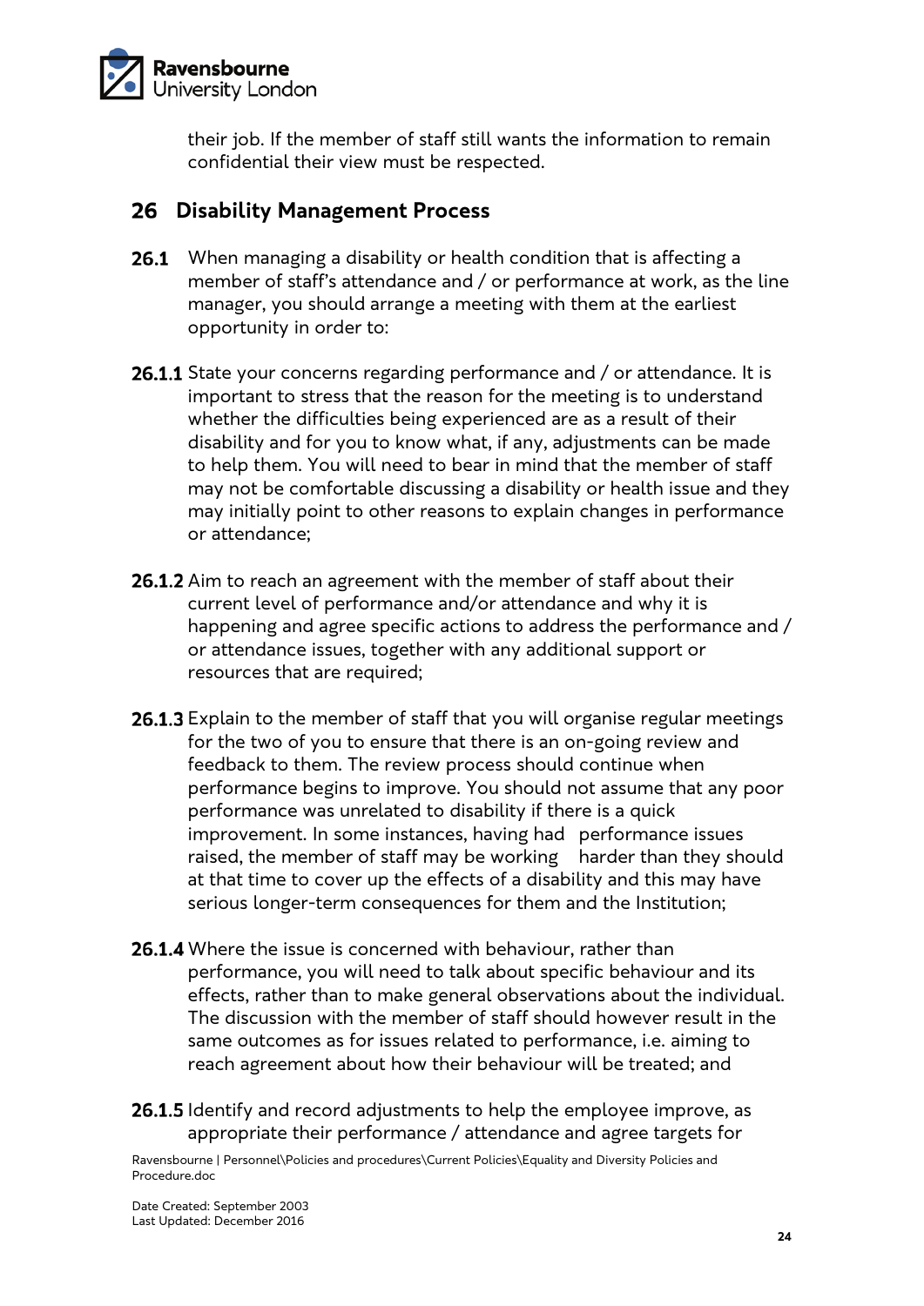their job. If the member of staff still wants the information to remain confidential their view must be respected.

## 26 Disability Management Process

**26.1** When managing a disability or health condition that is affecting a member of staff's attendance and / or performance at work, as the line manager, you should arrange a meeting with them at the earliest opportunity in order to:

**26.1.1** State your concerns regarding performance and / or attendance. It is important to stress that the reason for the meeting is to understand whether the difficulties being experienced are as a result of their disability and for you to know what, if any, adjustments can be made to help them. You will need to bear in mind that the member of staff may not be comfortable discussing a disability or health issue and they may initially point to other reasons to explain changes in performance or attendance;

**26.1.2** Aim to reach an agreement with the member of staff about their current level of performance and/or attendance and why it is happening and agree specific actions to address the performance and / or attendance issues, together with any additional support or resources that are required;

**26.1.3** Explain to the member of staff that you will organise regular meetings for the two of you to ensure that there is an on-going review and feedback to them. The review process should continue when performance begins to improve. You should not assume that any poor performance was unrelated to disability if there is a quick improvement. In some instances, having had performance issues raised, the member of staff may be working harder than they should at that time to cover up the effects of a disability and this may have serious longer-term consequences for them and the Institution;

**26.1.4** Where the issue is concerned with behaviour, rather than performance, you will need to talk about specific behaviour and its effects, rather than to make general observations about the individual. The discussion with the member of staff should however result in the same outcomes as for issues related to performance, i.e. aiming to reach agreement about how their behaviour will be treated; and

**26.1.5** Identify and record adjustments to help the employee improve, as appropriate their performance / attendance and agree targets for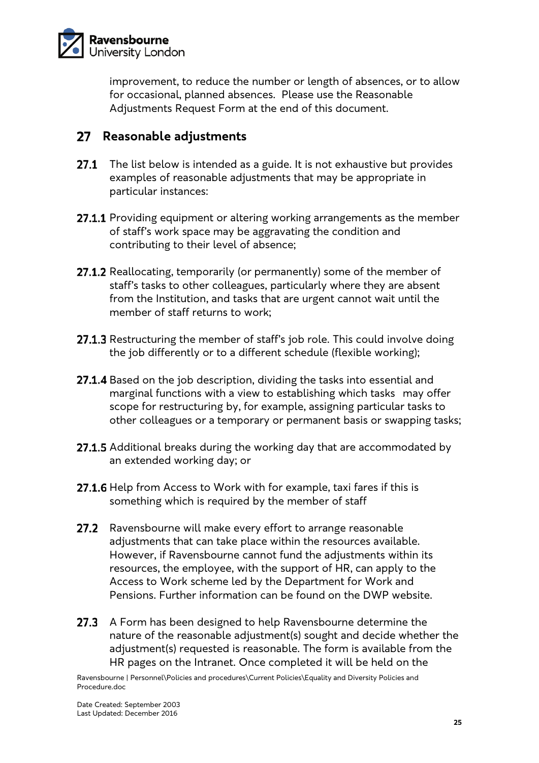improvement, to reduce the number or length of absences, or to allow for occasional, planned absences. Please use the Reasonable Adjustments Request Form at the end of this document.

## 27 Reasonable adjustments

**27.1** The list below is intended as a guide. It is not exhaustive but provides examples of reasonable adjustments that may be appropriate in particular instances:

**27.1.1** Providing equipment or altering working arrangements as the member of staff's work space may be aggravating the condition and contributing to their level of absence;

**27.1.2** Reallocating, temporarily (or permanently) some of the member of staff's tasks to other colleagues, particularly where they are absent from the Institution, and tasks that are urgent cannot wait until the member of staff returns to work;

**27.1.3** Restructuring the member of staff's job role. This could involve doing the job differently or to a different schedule (flexible working);

**27.1.4** Based on the job description, dividing the tasks into essential and marginal functions with a view to establishing which tasks may offer scope for restructuring by, for example, assigning particular tasks to other colleagues or a temporary or permanent basis or swapping tasks;

**27.1.5** Additional breaks during the working day that are accommodated by an extended working day; or

**27.1.6** Help from Access to Work with for example, taxi fares if this is something which is required by the member of staff

**27.2** Ravensbourne will make every effort to arrange reasonable adjustments that can take place within the resources available. However, if Ravensbourne cannot fund the adjustments within its resources, the employee, with the support of HR, can apply to the Access to Work scheme led by the Department for Work and Pensions. Further information can be found on the DWP website.

**27.3** A Form has been designed to help Ravensbourne determine the nature of the reasonable adjustment(s) sought and decide whether the adjustment(s) requested is reasonable. The form is available from the HR pages on the Intranet. Once completed it will be held on the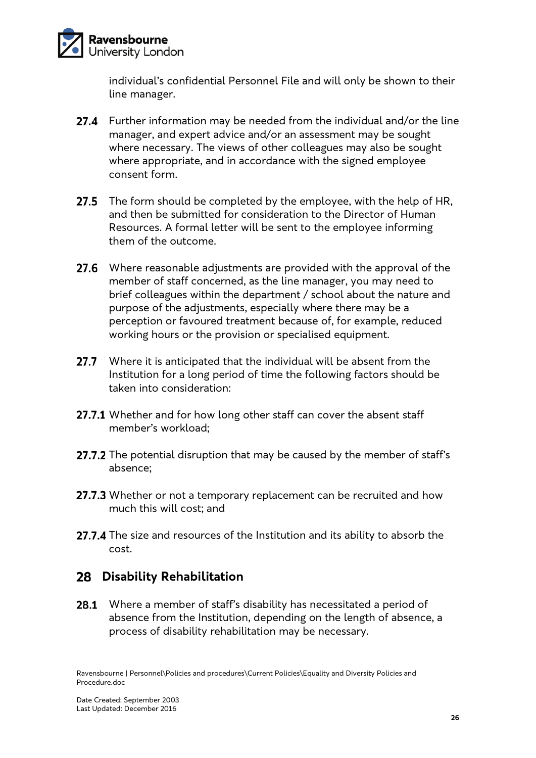individual's confidential Personnel File and will only be shown to their line manager.

**27.4** Further information may be needed from the individual and/or the line manager, and expert advice and/or an assessment may be sought where necessary. The views of other colleagues may also be sought where appropriate, and in accordance with the signed employee consent form.

**27.5** The form should be completed by the employee, with the help of HR, and then be submitted for consideration to the Director of Human Resources. A formal letter will be sent to the employee informing them of the outcome.

**27.6** Where reasonable adjustments are provided with the approval of the member of staff concerned, as the line manager, you may need to brief colleagues within the department / school about the nature and purpose of the adjustments, especially where there may be a perception or favoured treatment because of, for example, reduced working hours or the provision or specialised equipment.

**27.7** Where it is anticipated that the individual will be absent from the Institution for a long period of time the following factors should be taken into consideration:

**27.7.1** Whether and for how long other staff can cover the absent staff member's workload;

**27.7.2** The potential disruption that may be caused by the member of staff's absence;

**27.7.3** Whether or not a temporary replacement can be recruited and how much this will cost; and

**27.7.4** The size and resources of the Institution and its ability to absorb the cost.

## 28 Disability Rehabilitation

**28.1** Where a member of staff's disability has necessitated a period of absence from the Institution, depending on the length of absence, a process of disability rehabilitation may be necessary.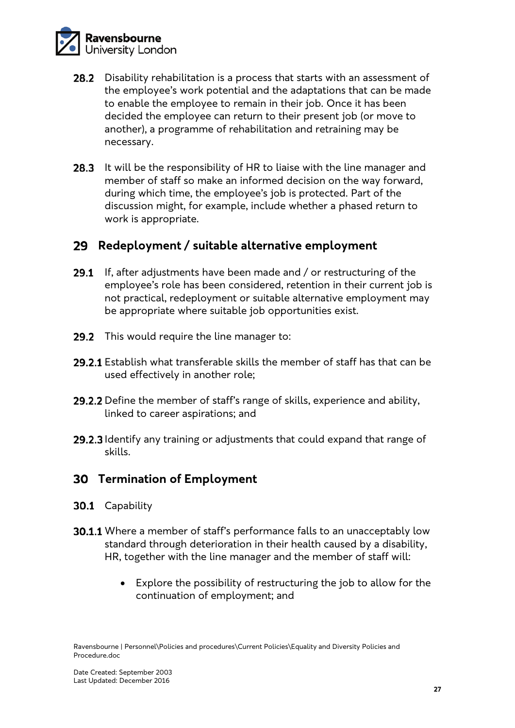28.2 Disability rehabilitation is a process that starts with an assessment of the employee's work potential and the adaptations that can be made to enable the employee to remain in their job. Once it has been decided the employee can return to their present job (or move to another), a programme of rehabilitation and retraining may be necessary.

28.3 It will be the responsibility of HR to liaise with the line manager and member of staff so make an informed decision on the way forward, during which time, the employee's job is protected. Part of the discussion might, for example, include whether a phased return to work is appropriate.

## 29 Redeployment / suitable alternative employment

29.1 If, after adjustments have been made and / or restructuring of the employee's role has been considered, retention in their current job is not practical, redeployment or suitable alternative employment may be appropriate where suitable job opportunities exist.

29.2 This would require the line manager to:

29.2.1 Establish what transferable skills the member of staff has that can be used effectively in another role;

29.2.2 Define the member of staff's range of skills, experience and ability, linked to career aspirations; and

29.2.3 Identify any training or adjustments that could expand that range of skills.

## 30 Termination of Employment

30.1 Capability

30.1.1 Where a member of staff's performance falls to an unacceptably low standard through deterioration in their health caused by a disability, HR, together with the line manager and the member of staff will:

- Explore the possibility of restructuring the job to allow for the continuation of employment; and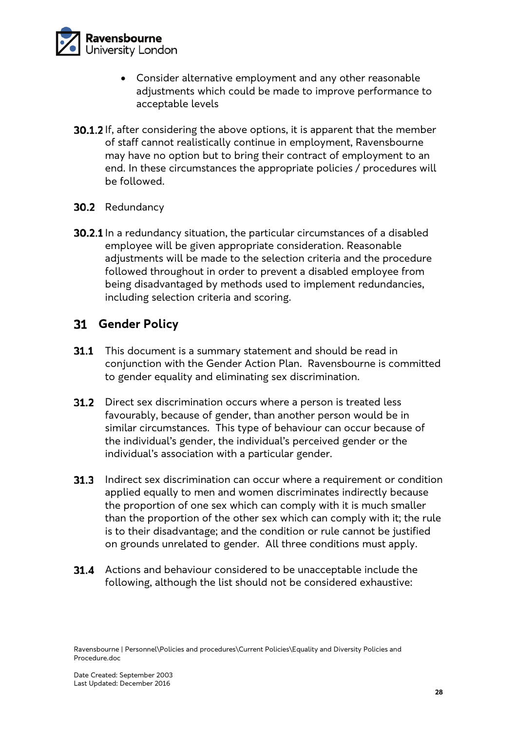- Consider alternative employment and any other reasonable adjustments which could be made to improve performance to acceptable levels

**30.1.2** If, after considering the above options, it is apparent that the member of staff cannot realistically continue in employment, Ravensbourne may have no option but to bring their contract of employment to an end. In these circumstances the appropriate policies / procedures will be followed.

**30.2** Redundancy

**30.2.1** In a redundancy situation, the particular circumstances of a disabled employee will be given appropriate consideration. Reasonable adjustments will be made to the selection criteria and the procedure followed throughout in order to prevent a disabled employee from being disadvantaged by methods used to implement redundancies, including selection criteria and scoring.

## 31 Gender Policy

**31.1** This document is a summary statement and should be read in conjunction with the Gender Action Plan. Ravensbourne is committed to gender equality and eliminating sex discrimination.

**31.2** Direct sex discrimination occurs where a person is treated less favourably, because of gender, than another person would be in similar circumstances. This type of behaviour can occur because of the individual's gender, the individual's perceived gender or the individual's association with a particular gender.

**31.3** Indirect sex discrimination can occur where a requirement or condition applied equally to men and women discriminates indirectly because the proportion of one sex which can comply with it is much smaller than the proportion of the other sex which can comply with it; the rule is to their disadvantage; and the condition or rule cannot be justified on grounds unrelated to gender. All three conditions must apply.

**31.4** Actions and behaviour considered to be unacceptable include the following, although the list should not be considered exhaustive: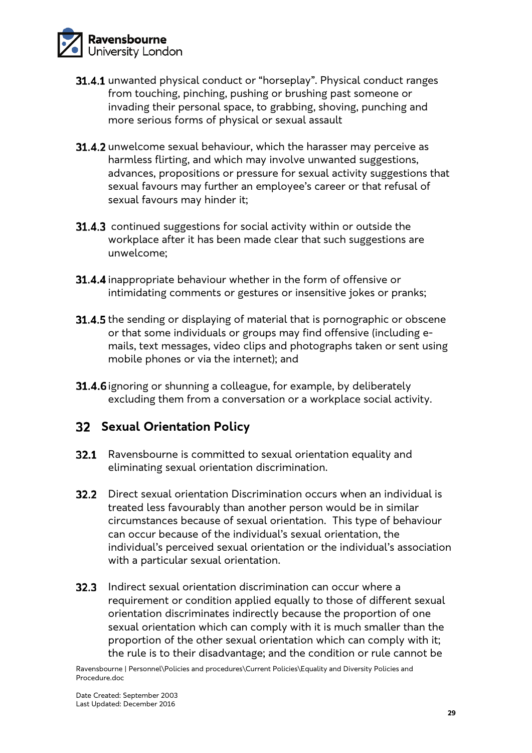**31.4.1** unwanted physical conduct or "horseplay". Physical conduct ranges from touching, pinching, pushing or brushing past someone or invading their personal space, to grabbing, shoving, punching and more serious forms of physical or sexual assault

**31.4.2** unwelcome sexual behaviour, which the harasser may perceive as harmless flirting, and which may involve unwanted suggestions, advances, propositions or pressure for sexual activity suggestions that sexual favours may further an employee's career or that refusal of sexual favours may hinder it;

**31.4.3** continued suggestions for social activity within or outside the workplace after it has been made clear that such suggestions are unwelcome;

**31.4.4** inappropriate behaviour whether in the form of offensive or intimidating comments or gestures or insensitive jokes or pranks;

**31.4.5** the sending or displaying of material that is pornographic or obscene or that some individuals or groups may find offensive (including e-mails, text messages, video clips and photographs taken or sent using mobile phones or via the internet); and

**31.4.6** ignoring or shunning a colleague, for example, by deliberately excluding them from a conversation or a workplace social activity.

## 32 Sexual Orientation Policy

**32.1** Ravensbourne is committed to sexual orientation equality and eliminating sexual orientation discrimination.

**32.2** Direct sexual orientation Discrimination occurs when an individual is treated less favourably than another person would be in similar circumstances because of sexual orientation. This type of behaviour can occur because of the individual's sexual orientation, the individual's perceived sexual orientation or the individual's association with a particular sexual orientation.

**32.3** Indirect sexual orientation discrimination can occur where a requirement or condition applied equally to those of different sexual orientation discriminates indirectly because the proportion of one sexual orientation which can comply with it is much smaller than the proportion of the other sexual orientation which can comply with it; the rule is to their disadvantage; and the condition or rule cannot be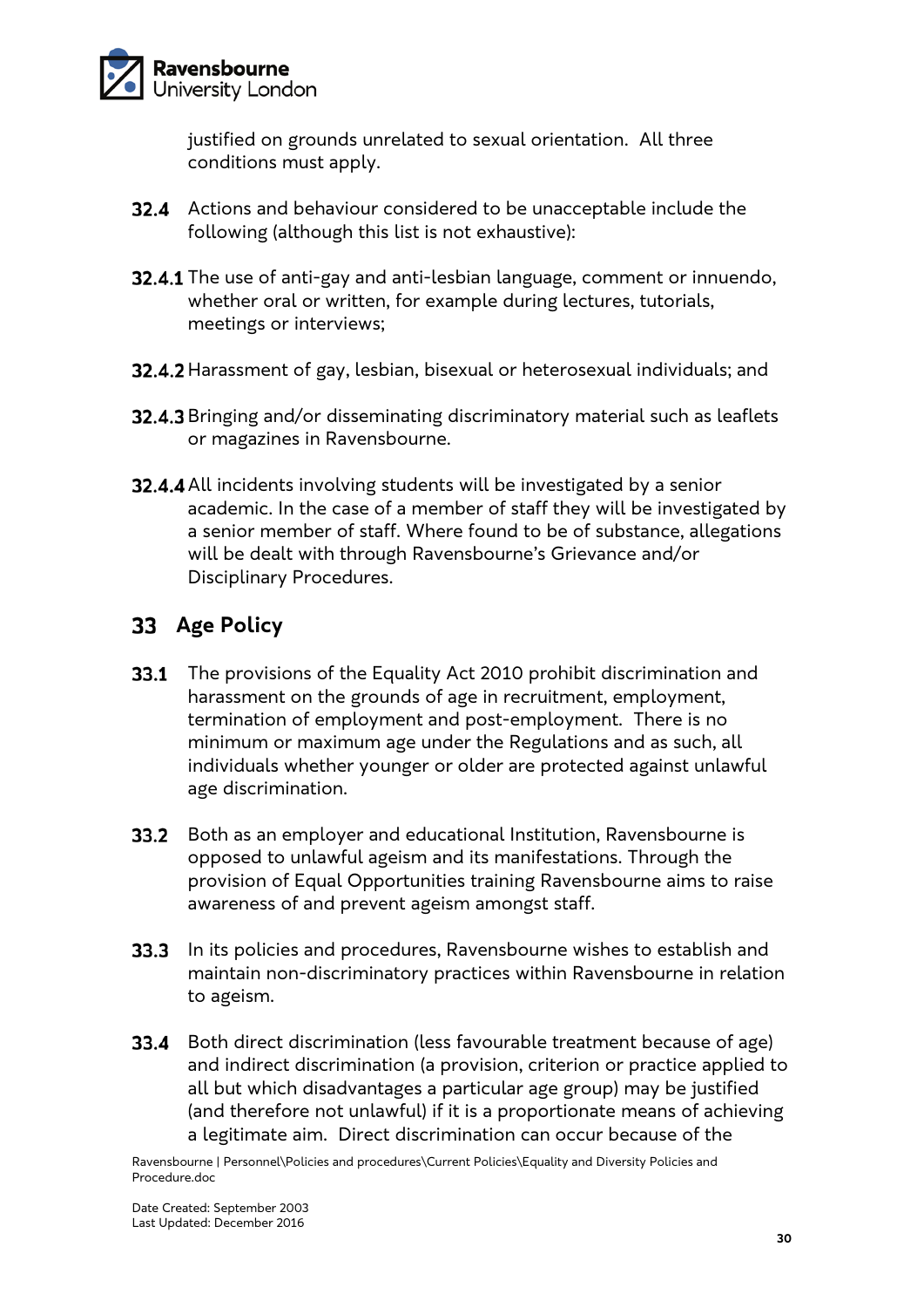justified on grounds unrelated to sexual orientation. All three conditions must apply.

**32.4** Actions and behaviour considered to be unacceptable include the following (although this list is not exhaustive):

**32.4.1** The use of anti-gay and anti-lesbian language, comment or innuendo, whether oral or written, for example during lectures, tutorials, meetings or interviews;

**32.4.2** Harassment of gay, lesbian, bisexual or heterosexual individuals; and

**32.4.3** Bringing and/or disseminating discriminatory material such as leaflets or magazines in Ravensbourne.

**32.4.4** All incidents involving students will be investigated by a senior academic. In the case of a member of staff they will be investigated by a senior member of staff. Where found to be of substance, allegations will be dealt with through Ravensbourne's Grievance and/or Disciplinary Procedures.

## 33 Age Policy

**33.1** The provisions of the Equality Act 2010 prohibit discrimination and harassment on the grounds of age in recruitment, employment, termination of employment and post-employment. There is no minimum or maximum age under the Regulations and as such, all individuals whether younger or older are protected against unlawful age discrimination.

**33.2** Both as an employer and educational Institution, Ravensbourne is opposed to unlawful ageism and its manifestations. Through the provision of Equal Opportunities training Ravensbourne aims to raise awareness of and prevent ageism amongst staff.

**33.3** In its policies and procedures, Ravensbourne wishes to establish and maintain non-discriminatory practices within Ravensbourne in relation to ageism.

**33.4** Both direct discrimination (less favourable treatment because of age) and indirect discrimination (a provision, criterion or practice applied to all but which disadvantages a particular age group) may be justified (and therefore not unlawful) if it is a proportionate means of achieving a legitimate aim. Direct discrimination can occur because of the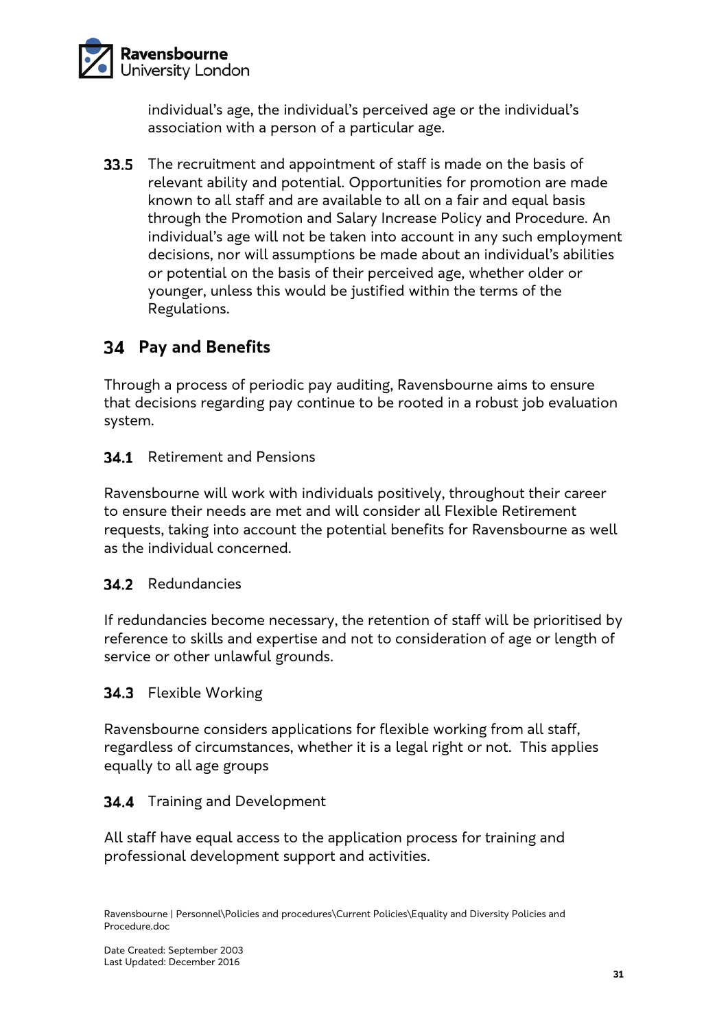individual's age, the individual's perceived age or the individual's association with a person of a particular age.

**33.5** The recruitment and appointment of staff is made on the basis of relevant ability and potential. Opportunities for promotion are made known to all staff and are available to all on a fair and equal basis through the Promotion and Salary Increase Policy and Procedure. An individual's age will not be taken into account in any such employment decisions, nor will assumptions be made about an individual's abilities or potential on the basis of their perceived age, whether older or younger, unless this would be justified within the terms of the Regulations.

## 34 Pay and Benefits

Through a process of periodic pay auditing, Ravensbourne aims to ensure that decisions regarding pay continue to be rooted in a robust job evaluation system.

### 34.1 Retirement and Pensions

Ravensbourne will work with individuals positively, throughout their career to ensure their needs are met and will consider all Flexible Retirement requests, taking into account the potential benefits for Ravensbourne as well as the individual concerned.

### 34.2 Redundancies

If redundancies become necessary, the retention of staff will be prioritised by reference to skills and expertise and not to consideration of age or length of service or other unlawful grounds.

### 34.3 Flexible Working

Ravensbourne considers applications for flexible working from all staff, regardless of circumstances, whether it is a legal right or not. This applies equally to all age groups

### 34.4 Training and Development

All staff have equal access to the application process for training and professional development support and activities.

Ravensbourne | Personnel\Policies and procedures\Current Policies\Equality and Diversity Policies and Procedure.doc

Date Created: September 2003
Last Updated: December 2016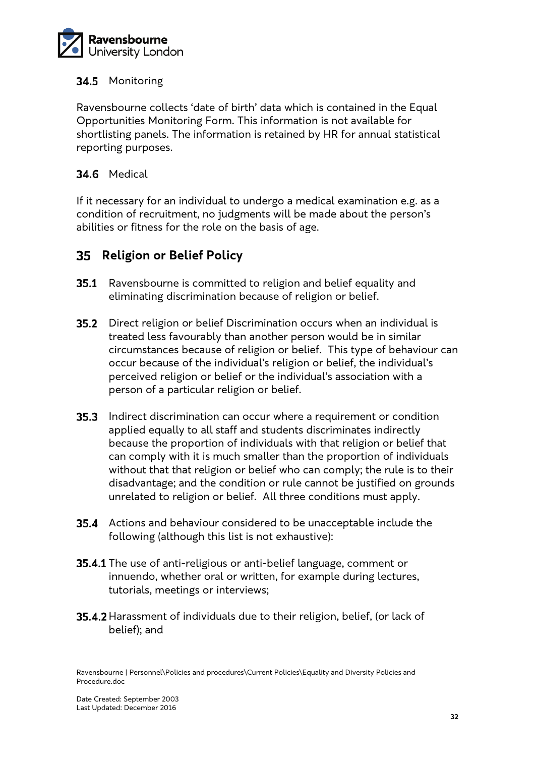### 34.5 Monitoring

Ravensbourne collects 'date of birth' data which is contained in the Equal Opportunities Monitoring Form. This information is not available for shortlisting panels. The information is retained by HR for annual statistical reporting purposes.

### 34.6 Medical

If it necessary for an individual to undergo a medical examination e.g. as a condition of recruitment, no judgments will be made about the person's abilities or fitness for the role on the basis of age.

## 35 Religion or Belief Policy

**35.1** Ravensbourne is committed to religion and belief equality and eliminating discrimination because of religion or belief.

**35.2** Direct religion or belief Discrimination occurs when an individual is treated less favourably than another person would be in similar circumstances because of religion or belief. This type of behaviour can occur because of the individual's religion or belief, the individual's perceived religion or belief or the individual's association with a person of a particular religion or belief.

**35.3** Indirect discrimination can occur where a requirement or condition applied equally to all staff and students discriminates indirectly because the proportion of individuals with that religion or belief that can comply with it is much smaller than the proportion of individuals without that that religion or belief who can comply; the rule is to their disadvantage; and the condition or rule cannot be justified on grounds unrelated to religion or belief. All three conditions must apply.

**35.4** Actions and behaviour considered to be unacceptable include the following (although this list is not exhaustive):

**35.4.1** The use of anti-religious or anti-belief language, comment or innuendo, whether oral or written, for example during lectures, tutorials, meetings or interviews;

**35.4.2** Harassment of individuals due to their religion, belief, (or lack of belief); and

Ravensbourne | Personnel\Policies and procedures\Current Policies\Equality and Diversity Policies and Procedure.doc

Date Created: September 2003
Last Updated: December 2016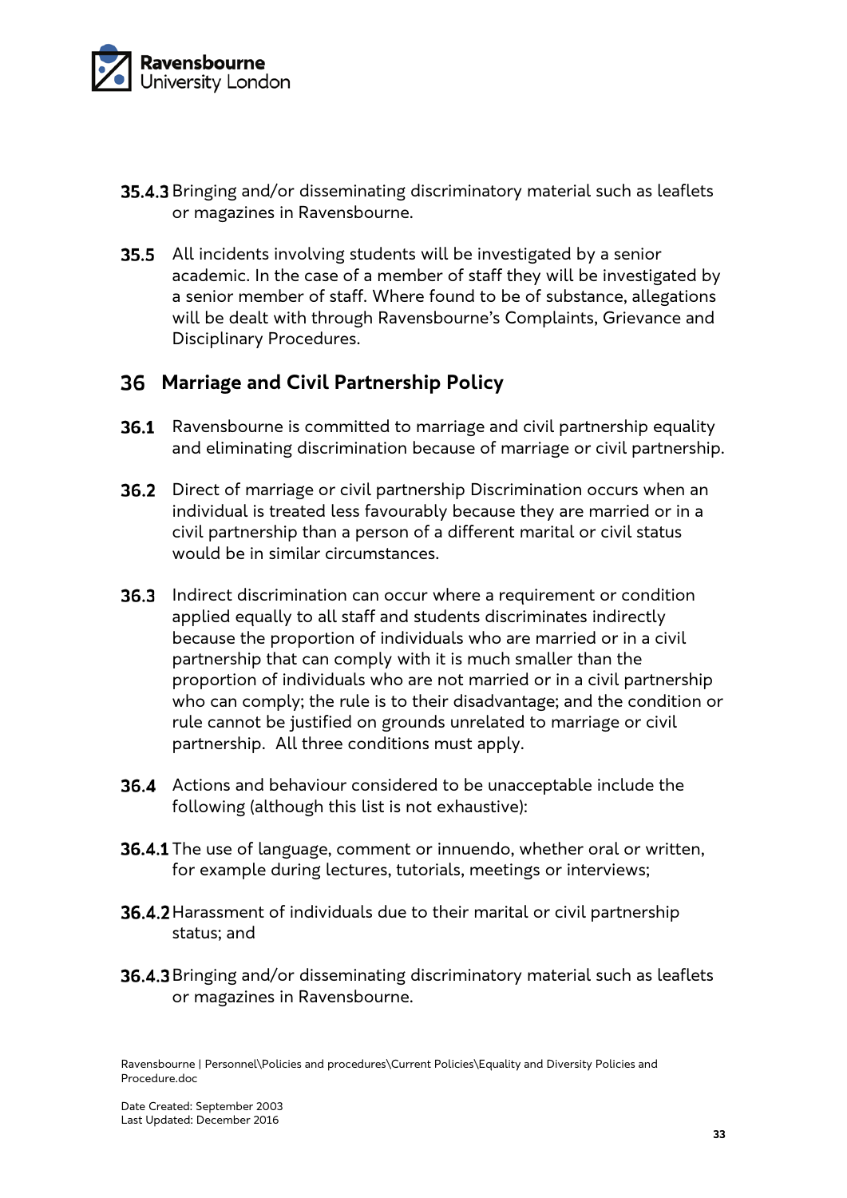**35.4.3** Bringing and/or disseminating discriminatory material such as leaflets or magazines in Ravensbourne.

**35.5** All incidents involving students will be investigated by a senior academic. In the case of a member of staff they will be investigated by a senior member of staff. Where found to be of substance, allegations will be dealt with through Ravensbourne's Complaints, Grievance and Disciplinary Procedures.

## 36 Marriage and Civil Partnership Policy

**36.1** Ravensbourne is committed to marriage and civil partnership equality and eliminating discrimination because of marriage or civil partnership.

**36.2** Direct of marriage or civil partnership Discrimination occurs when an individual is treated less favourably because they are married or in a civil partnership than a person of a different marital or civil status would be in similar circumstances.

**36.3** Indirect discrimination can occur where a requirement or condition applied equally to all staff and students discriminates indirectly because the proportion of individuals who are married or in a civil partnership that can comply with it is much smaller than the proportion of individuals who are not married or in a civil partnership who can comply; the rule is to their disadvantage; and the condition or rule cannot be justified on grounds unrelated to marriage or civil partnership. All three conditions must apply.

**36.4** Actions and behaviour considered to be unacceptable include the following (although this list is not exhaustive):

**36.4.1** The use of language, comment or innuendo, whether oral or written, for example during lectures, tutorials, meetings or interviews;

**36.4.2** Harassment of individuals due to their marital or civil partnership status; and

**36.4.3** Bringing and/or disseminating discriminatory material such as leaflets or magazines in Ravensbourne.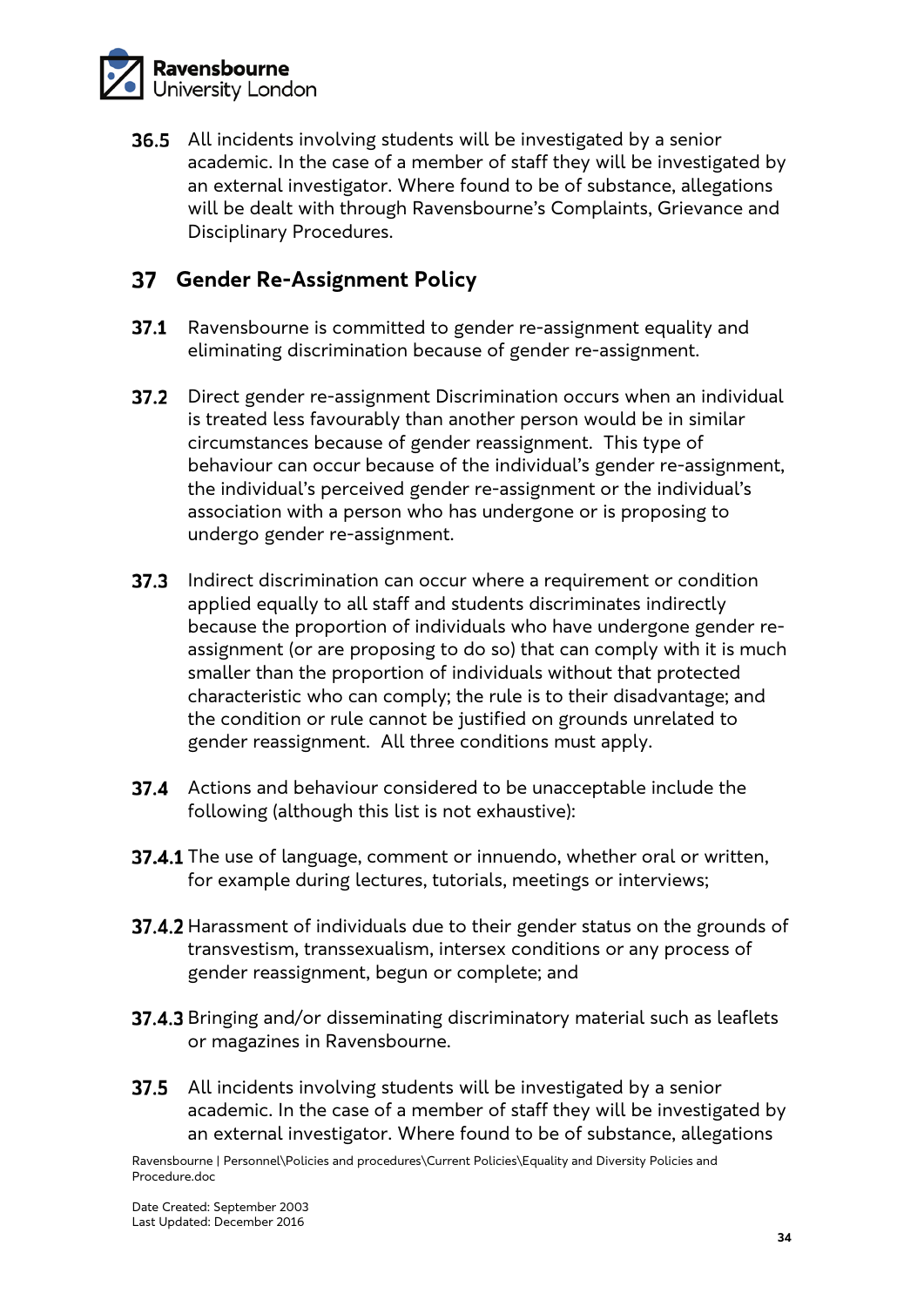**36.5** All incidents involving students will be investigated by a senior academic. In the case of a member of staff they will be investigated by an external investigator. Where found to be of substance, allegations will be dealt with through Ravensbourne's Complaints, Grievance and Disciplinary Procedures.

## 37 Gender Re-Assignment Policy

**37.1** Ravensbourne is committed to gender re-assignment equality and eliminating discrimination because of gender re-assignment.

**37.2** Direct gender re-assignment Discrimination occurs when an individual is treated less favourably than another person would be in similar circumstances because of gender reassignment. This type of behaviour can occur because of the individual's gender re-assignment, the individual's perceived gender re-assignment or the individual's association with a person who has undergone or is proposing to undergo gender re-assignment.

**37.3** Indirect discrimination can occur where a requirement or condition applied equally to all staff and students discriminates indirectly because the proportion of individuals who have undergone gender re-assignment (or are proposing to do so) that can comply with it is much smaller than the proportion of individuals without that protected characteristic who can comply; the rule is to their disadvantage; and the condition or rule cannot be justified on grounds unrelated to gender reassignment. All three conditions must apply.

**37.4** Actions and behaviour considered to be unacceptable include the following (although this list is not exhaustive):

**37.4.1** The use of language, comment or innuendo, whether oral or written, for example during lectures, tutorials, meetings or interviews;

**37.4.2** Harassment of individuals due to their gender status on the grounds of transvestism, transsexualism, intersex conditions or any process of gender reassignment, begun or complete; and

**37.4.3** Bringing and/or disseminating discriminatory material such as leaflets or magazines in Ravensbourne.

**37.5** All incidents involving students will be investigated by a senior academic. In the case of a member of staff they will be investigated by an external investigator. Where found to be of substance, allegations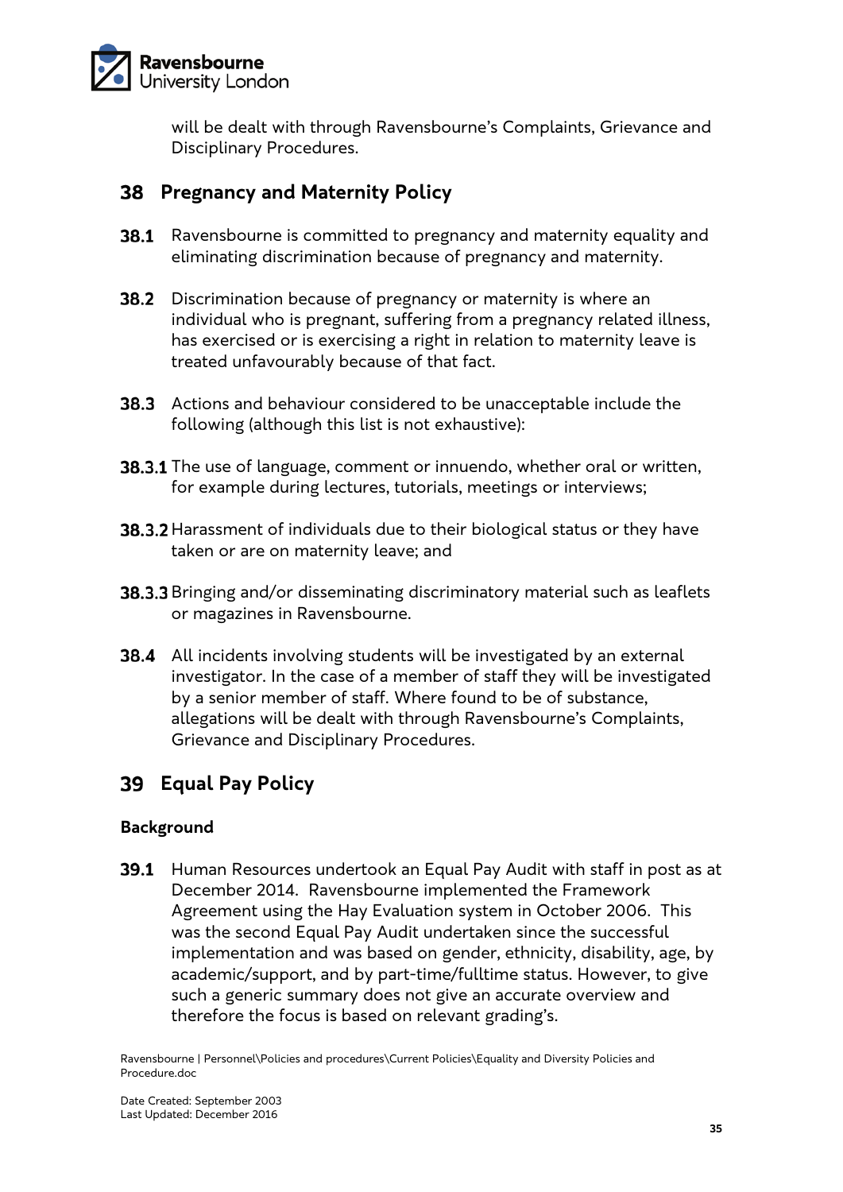will be dealt with through Ravensbourne's Complaints, Grievance and Disciplinary Procedures.

## 38 Pregnancy and Maternity Policy

**38.1** Ravensbourne is committed to pregnancy and maternity equality and eliminating discrimination because of pregnancy and maternity.

**38.2** Discrimination because of pregnancy or maternity is where an individual who is pregnant, suffering from a pregnancy related illness, has exercised or is exercising a right in relation to maternity leave is treated unfavourably because of that fact.

**38.3** Actions and behaviour considered to be unacceptable include the following (although this list is not exhaustive):

**38.3.1** The use of language, comment or innuendo, whether oral or written, for example during lectures, tutorials, meetings or interviews;

**38.3.2** Harassment of individuals due to their biological status or they have taken or are on maternity leave; and

**38.3.3** Bringing and/or disseminating discriminatory material such as leaflets or magazines in Ravensbourne.

**38.4** All incidents involving students will be investigated by an external investigator. In the case of a member of staff they will be investigated by a senior member of staff. Where found to be of substance, allegations will be dealt with through Ravensbourne's Complaints, Grievance and Disciplinary Procedures.

## 39 Equal Pay Policy

### Background

**39.1** Human Resources undertook an Equal Pay Audit with staff in post as at December 2014. Ravensbourne implemented the Framework Agreement using the Hay Evaluation system in October 2006. This was the second Equal Pay Audit undertaken since the successful implementation and was based on gender, ethnicity, disability, age, by academic/support, and by part-time/fulltime status. However, to give such a generic summary does not give an accurate overview and therefore the focus is based on relevant grading's.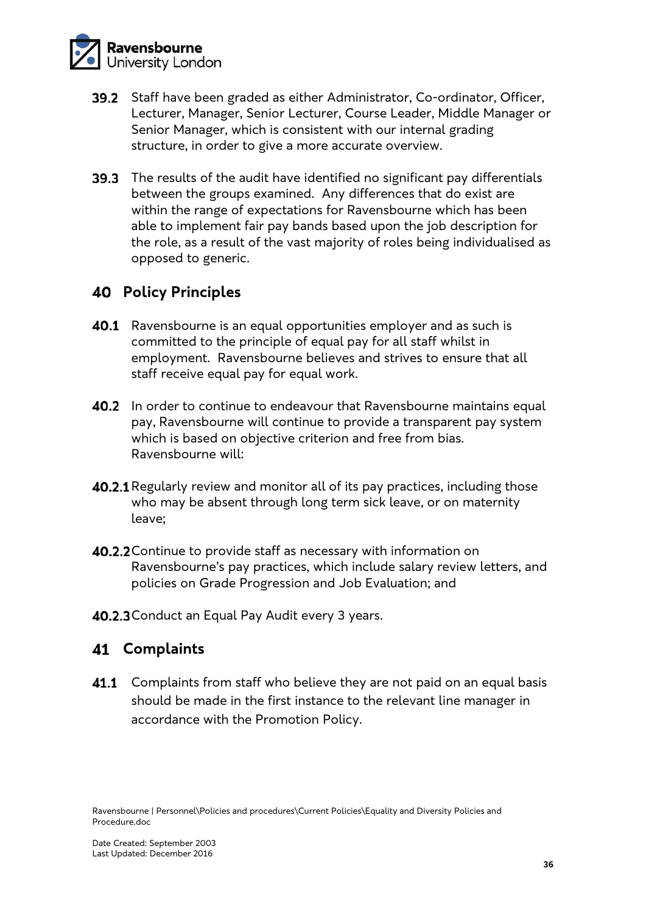**39.2** Staff have been graded as either Administrator, Co-ordinator, Officer, Lecturer, Manager, Senior Lecturer, Course Leader, Middle Manager or Senior Manager, which is consistent with our internal grading structure, in order to give a more accurate overview.

**39.3** The results of the audit have identified no significant pay differentials between the groups examined. Any differences that do exist are within the range of expectations for Ravensbourne which has been able to implement fair pay bands based upon the job description for the role, as a result of the vast majority of roles being individualised as opposed to generic.

## 40 Policy Principles

**40.1** Ravensbourne is an equal opportunities employer and as such is committed to the principle of equal pay for all staff whilst in employment. Ravensbourne believes and strives to ensure that all staff receive equal pay for equal work.

**40.2** In order to continue to endeavour that Ravensbourne maintains equal pay, Ravensbourne will continue to provide a transparent pay system which is based on objective criterion and free from bias. Ravensbourne will:

**40.2.1** Regularly review and monitor all of its pay practices, including those who may be absent through long term sick leave, or on maternity leave;

**40.2.2** Continue to provide staff as necessary with information on Ravensbourne's pay practices, which include salary review letters, and policies on Grade Progression and Job Evaluation; and

**40.2.3** Conduct an Equal Pay Audit every 3 years.

## 41 Complaints

**41.1** Complaints from staff who believe they are not paid on an equal basis should be made in the first instance to the relevant line manager in accordance with the Promotion Policy.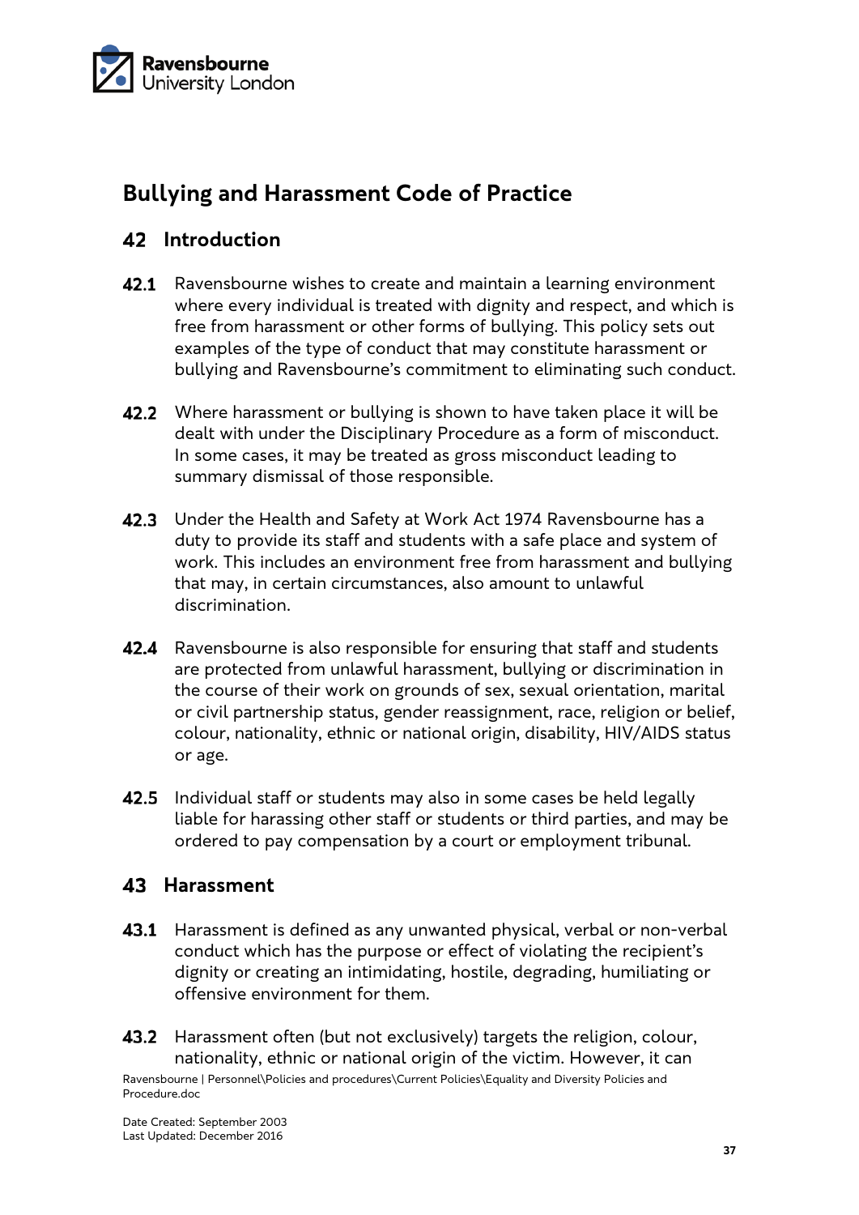# Bullying and Harassment Code of Practice

## 42 Introduction

**42.1** Ravensbourne wishes to create and maintain a learning environment where every individual is treated with dignity and respect, and which is free from harassment or other forms of bullying. This policy sets out examples of the type of conduct that may constitute harassment or bullying and Ravensbourne's commitment to eliminating such conduct.

**42.2** Where harassment or bullying is shown to have taken place it will be dealt with under the Disciplinary Procedure as a form of misconduct. In some cases, it may be treated as gross misconduct leading to summary dismissal of those responsible.

**42.3** Under the Health and Safety at Work Act 1974 Ravensbourne has a duty to provide its staff and students with a safe place and system of work. This includes an environment free from harassment and bullying that may, in certain circumstances, also amount to unlawful discrimination.

**42.4** Ravensbourne is also responsible for ensuring that staff and students are protected from unlawful harassment, bullying or discrimination in the course of their work on grounds of sex, sexual orientation, marital or civil partnership status, gender reassignment, race, religion or belief, colour, nationality, ethnic or national origin, disability, HIV/AIDS status or age.

**42.5** Individual staff or students may also in some cases be held legally liable for harassing other staff or students or third parties, and may be ordered to pay compensation by a court or employment tribunal.

## 43 Harassment

**43.1** Harassment is defined as any unwanted physical, verbal or non-verbal conduct which has the purpose or effect of violating the recipient's dignity or creating an intimidating, hostile, degrading, humiliating or offensive environment for them.

**43.2** Harassment often (but not exclusively) targets the religion, colour, nationality, ethnic or national origin of the victim. However, it can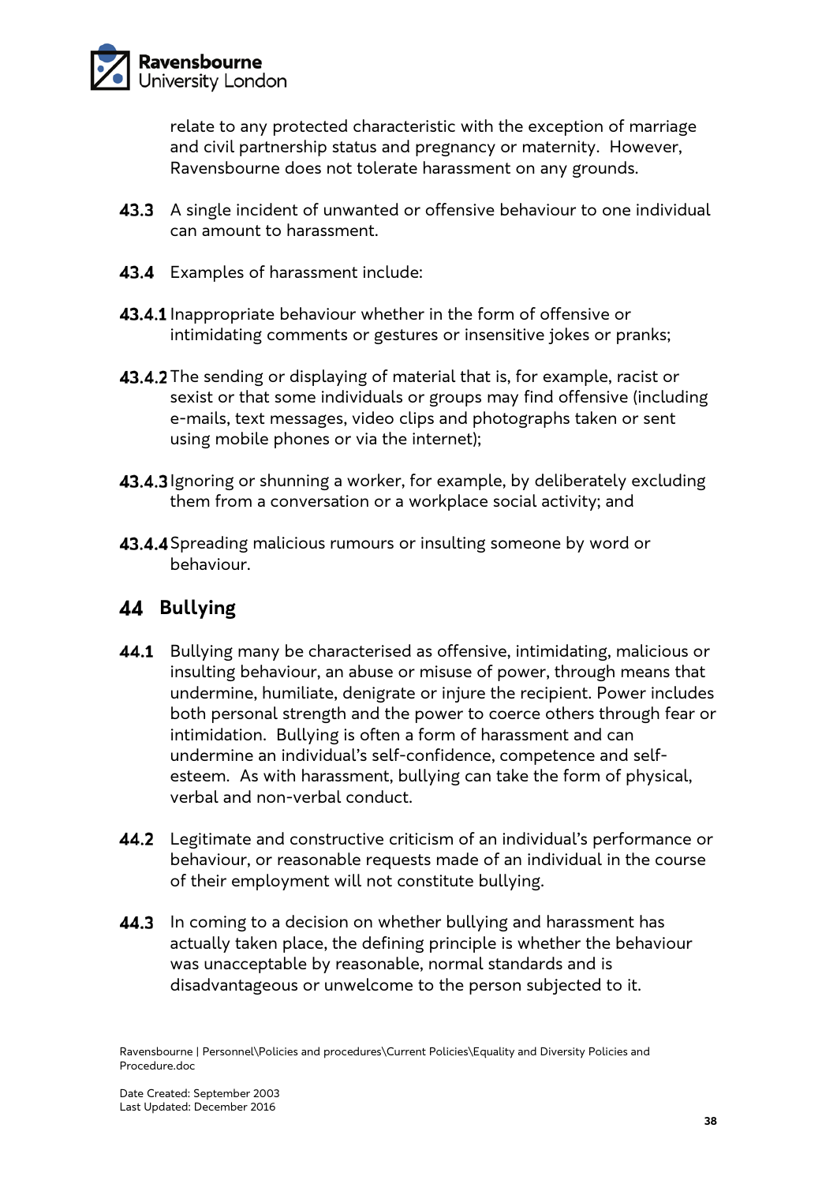relate to any protected characteristic with the exception of marriage and civil partnership status and pregnancy or maternity. However, Ravensbourne does not tolerate harassment on any grounds.

**43.3** A single incident of unwanted or offensive behaviour to one individual can amount to harassment.

**43.4** Examples of harassment include:

**43.4.1** Inappropriate behaviour whether in the form of offensive or intimidating comments or gestures or insensitive jokes or pranks;

**43.4.2** The sending or displaying of material that is, for example, racist or sexist or that some individuals or groups may find offensive (including e-mails, text messages, video clips and photographs taken or sent using mobile phones or via the internet);

**43.4.3** Ignoring or shunning a worker, for example, by deliberately excluding them from a conversation or a workplace social activity; and

**43.4.4** Spreading malicious rumours or insulting someone by word or behaviour.

## 44 Bullying

**44.1** Bullying many be characterised as offensive, intimidating, malicious or insulting behaviour, an abuse or misuse of power, through means that undermine, humiliate, denigrate or injure the recipient. Power includes both personal strength and the power to coerce others through fear or intimidation. Bullying is often a form of harassment and can undermine an individual's self-confidence, competence and self-esteem. As with harassment, bullying can take the form of physical, verbal and non-verbal conduct.

**44.2** Legitimate and constructive criticism of an individual's performance or behaviour, or reasonable requests made of an individual in the course of their employment will not constitute bullying.

**44.3** In coming to a decision on whether bullying and harassment has actually taken place, the defining principle is whether the behaviour was unacceptable by reasonable, normal standards and is disadvantageous or unwelcome to the person subjected to it.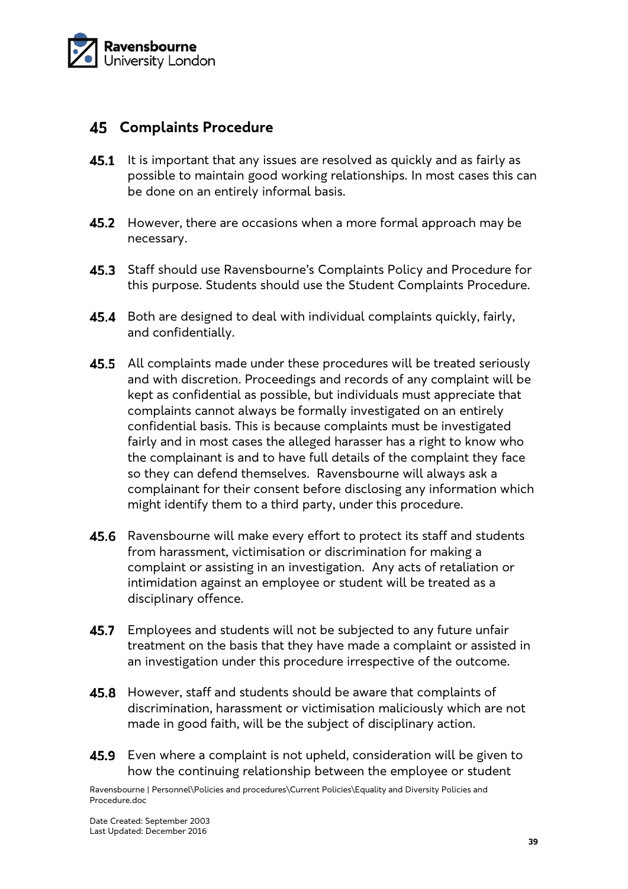## 45 Complaints Procedure

**45.1** It is important that any issues are resolved as quickly and as fairly as possible to maintain good working relationships. In most cases this can be done on an entirely informal basis.

**45.2** However, there are occasions when a more formal approach may be necessary.

**45.3** Staff should use Ravensbourne's Complaints Policy and Procedure for this purpose. Students should use the Student Complaints Procedure.

**45.4** Both are designed to deal with individual complaints quickly, fairly, and confidentially.

**45.5** All complaints made under these procedures will be treated seriously and with discretion. Proceedings and records of any complaint will be kept as confidential as possible, but individuals must appreciate that complaints cannot always be formally investigated on an entirely confidential basis. This is because complaints must be investigated fairly and in most cases the alleged harasser has a right to know who the complainant is and to have full details of the complaint they face so they can defend themselves. Ravensbourne will always ask a complainant for their consent before disclosing any information which might identify them to a third party, under this procedure.

**45.6** Ravensbourne will make every effort to protect its staff and students from harassment, victimisation or discrimination for making a complaint or assisting in an investigation. Any acts of retaliation or intimidation against an employee or student will be treated as a disciplinary offence.

**45.7** Employees and students will not be subjected to any future unfair treatment on the basis that they have made a complaint or assisted in an investigation under this procedure irrespective of the outcome.

**45.8** However, staff and students should be aware that complaints of discrimination, harassment or victimisation maliciously which are not made in good faith, will be the subject of disciplinary action.

**45.9** Even where a complaint is not upheld, consideration will be given to how the continuing relationship between the employee or student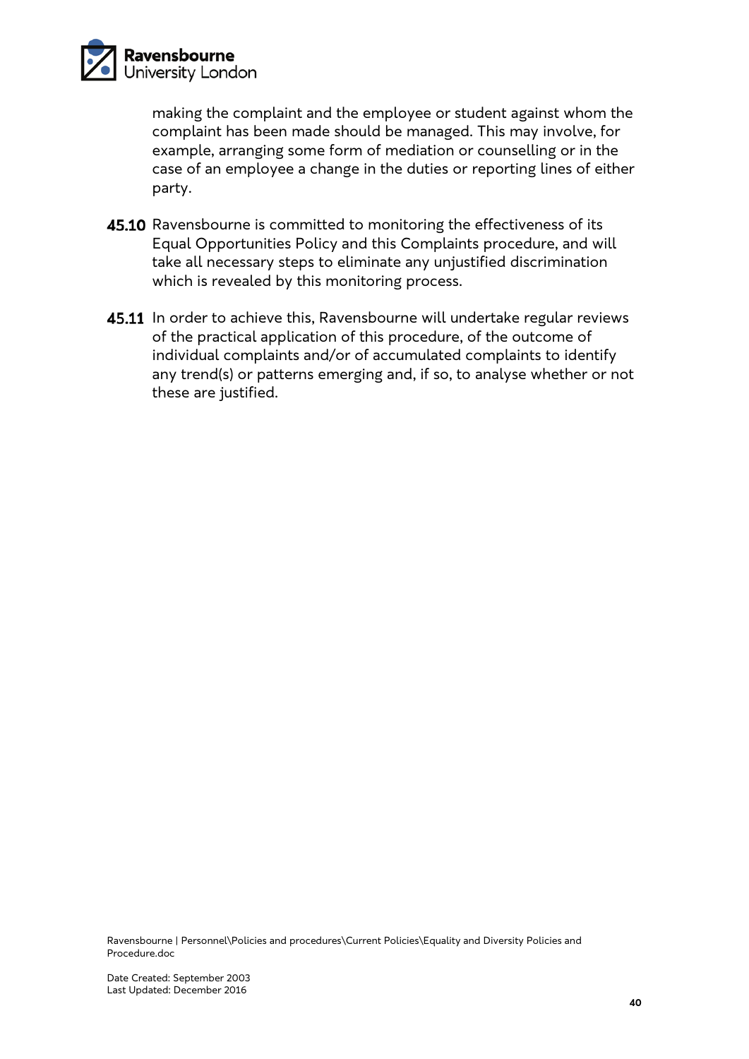making the complaint and the employee or student against whom the complaint has been made should be managed. This may involve, for example, arranging some form of mediation or counselling or in the case of an employee a change in the duties or reporting lines of either party.

**45.10** Ravensbourne is committed to monitoring the effectiveness of its Equal Opportunities Policy and this Complaints procedure, and will take all necessary steps to eliminate any unjustified discrimination which is revealed by this monitoring process.

**45.11** In order to achieve this, Ravensbourne will undertake regular reviews of the practical application of this procedure, of the outcome of individual complaints and/or of accumulated complaints to identify any trend(s) or patterns emerging and, if so, to analyse whether or not these are justified.